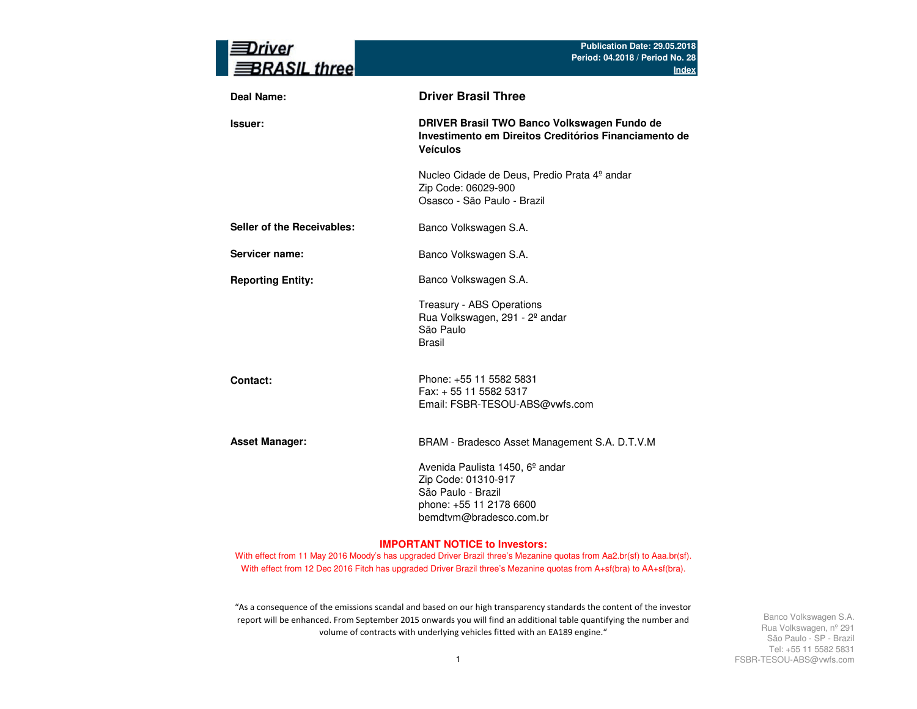# Driver BRASIL three

**Publication Date: 29.05.2018**
**Period: 04.2018 / Period No. 28**
**Index**

| | |
|---|---|
| **Deal Name:** | **Driver Brasil Three** |
| **Issuer:** | **DRIVER Brasil TWO Banco Volkswagen Fundo de Investimento em Direitos Creditórios Financiamento de Veículos**<br><br>Nucleo Cidade de Deus, Predio Prata 4º andar<br>Zip Code: 06029-900<br>Osasco - São Paulo - Brazil |
| **Seller of the Receivables:** | Banco Volkswagen S.A. |
| **Servicer name:** | Banco Volkswagen S.A. |
| **Reporting Entity:** | Banco Volkswagen S.A.<br><br>Treasury - ABS Operations<br>Rua Volkswagen, 291 - 2º andar<br>São Paulo<br>Brasil |
| **Contact:** | Phone: +55 11 5582 5831<br>Fax: + 55 11 5582 5317<br>Email: FSBR-TESOU-ABS@vwfs.com |
| **Asset Manager:** | BRAM - Bradesco Asset Management S.A. D.T.V.M<br><br>Avenida Paulista 1450, 6º andar<br>Zip Code: 01310-917<br>São Paulo - Brazil<br>phone: +55 11 2178 6600<br>bemdtvm@bradesco.com.br |

**IMPORTANT NOTICE to Investors:**

With effect from 11 May 2016 Moody's has upgraded Driver Brazil three's Mezanine quotas from Aa2.br(sf) to Aaa.br(sf).
With effect from 12 Dec 2016 Fitch has upgraded Driver Brazil three's Mezanine quotas from A+sf(bra) to AA+sf(bra).

"As a consequence of the emissions scandal and based on our high transparency standards the content of the investor report will be enhanced. From September 2015 onwards you will find an additional table quantifying the number and volume of contracts with underlying vehicles fitted with an EA189 engine."

Banco Volkswagen S.A.
Rua Volkswagen, nº 291
São Paulo - SP - Brazil
Tel: +55 11 5582 5831
FSBR-TESOU-ABS@vwfs.com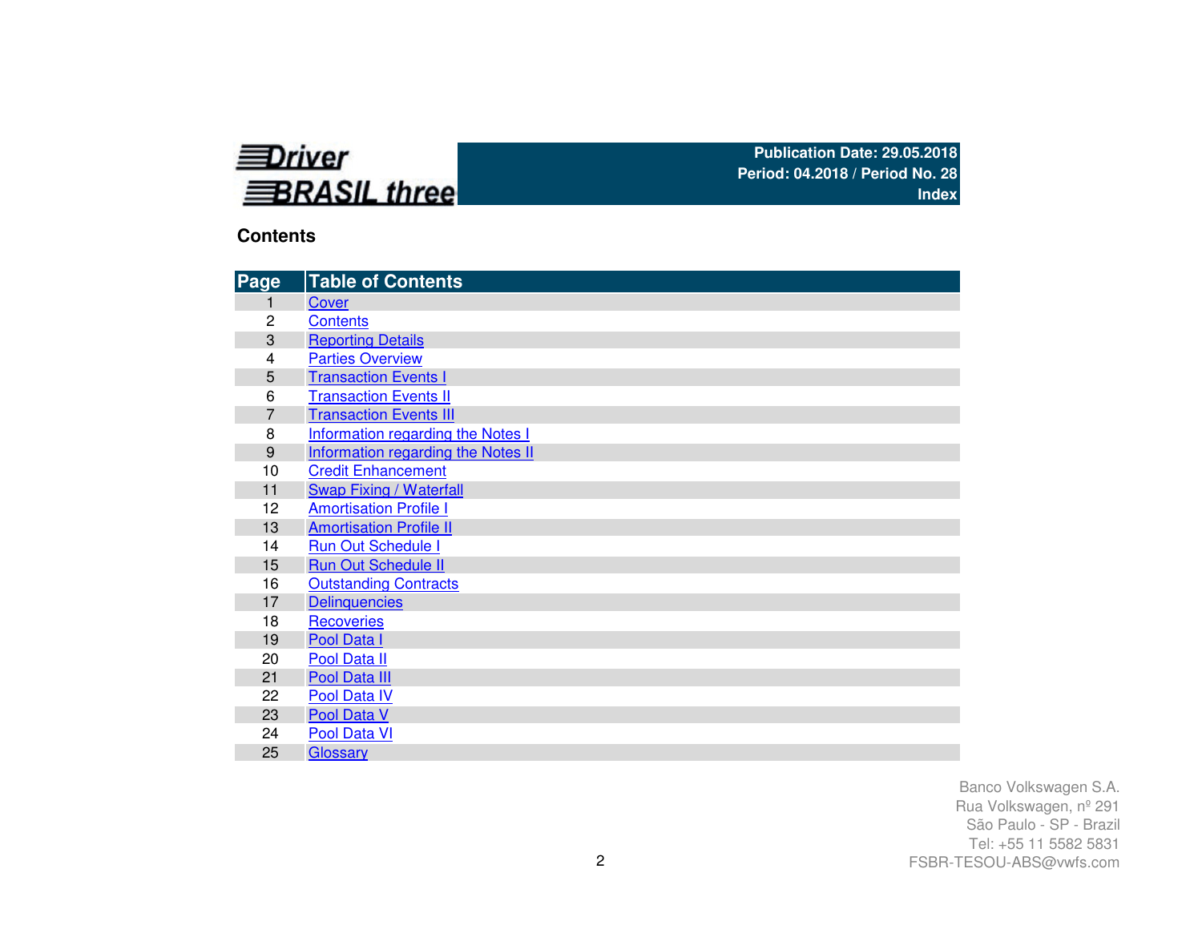Driver BRASIL three

**Publication Date: 29.05.2018**
**Period: 04.2018 / Period No. 28**
**Index**

## Contents

| Page | Table of Contents |
|---|---|
| 1 | Cover |
| 2 | Contents |
| 3 | Reporting Details |
| 4 | Parties Overview |
| 5 | Transaction Events I |
| 6 | Transaction Events II |
| 7 | Transaction Events III |
| 8 | Information regarding the Notes I |
| 9 | Information regarding the Notes II |
| 10 | Credit Enhancement |
| 11 | Swap Fixing / Waterfall |
| 12 | Amortisation Profile I |
| 13 | Amortisation Profile II |
| 14 | Run Out Schedule I |
| 15 | Run Out Schedule II |
| 16 | Outstanding Contracts |
| 17 | Delinquencies |
| 18 | Recoveries |
| 19 | Pool Data I |
| 20 | Pool Data II |
| 21 | Pool Data III |
| 22 | Pool Data IV |
| 23 | Pool Data V |
| 24 | Pool Data VI |
| 25 | Glossary |

Banco Volkswagen S.A.
Rua Volkswagen, nº 291
São Paulo - SP - Brazil
Tel: +55 11 5582 5831
FSBR-TESOU-ABS@vwfs.com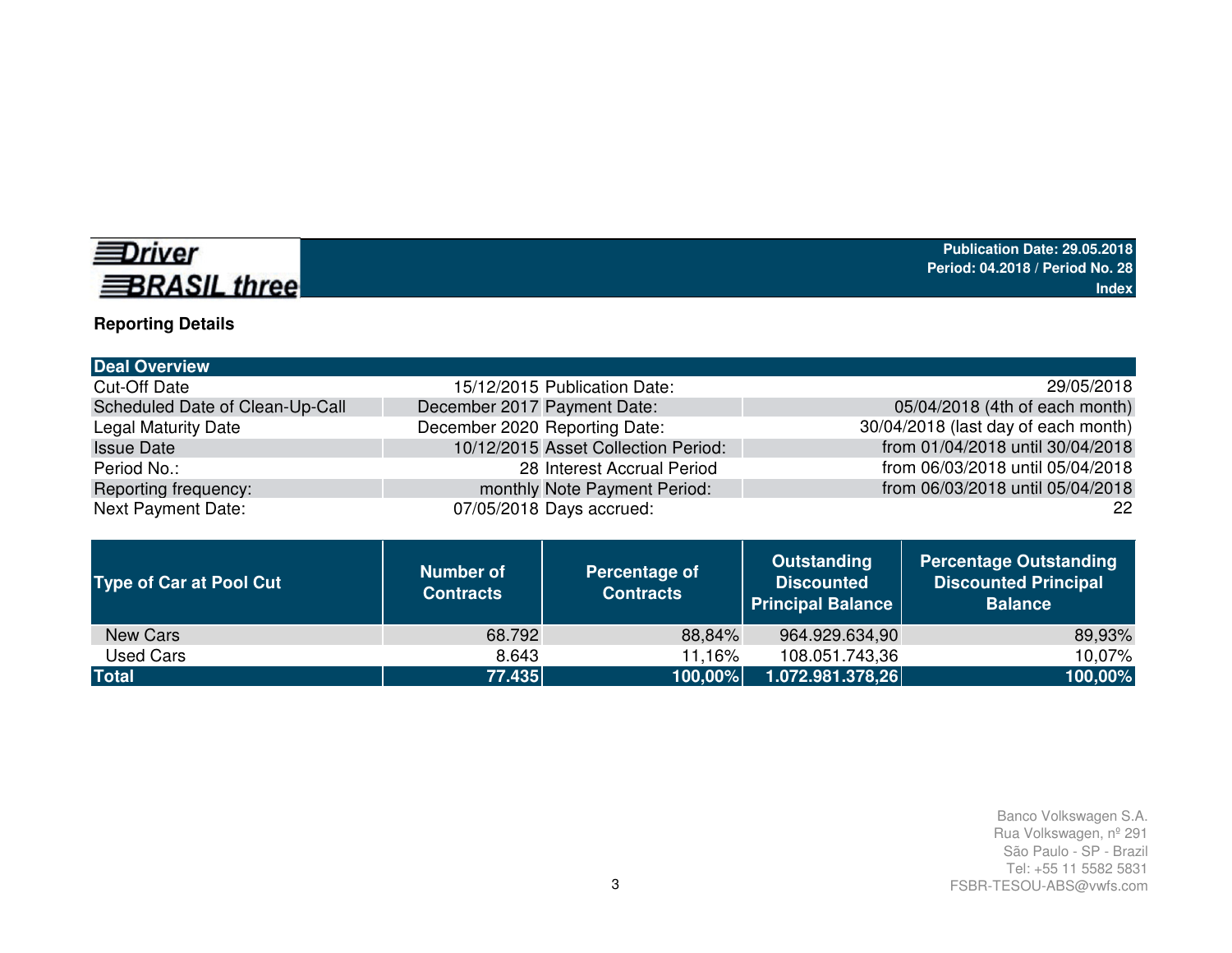**Driver BRASIL three**

**Publication Date: 29.05.2018**
**Period: 04.2018 / Period No. 28**
**Index**

## Reporting Details

| Deal Overview | | | |
|---|---|---|---|
| Cut-Off Date | 15/12/2015 | Publication Date: | 29/05/2018 |
| Scheduled Date of Clean-Up-Call | December 2017 | Payment Date: | 05/04/2018 (4th of each month) |
| Legal Maturity Date | December 2020 | Reporting Date: | 30/04/2018 (last day of each month) |
| Issue Date | 10/12/2015 | Asset Collection Period: | from 01/04/2018 until 30/04/2018 |
| Period No.: | 28 | Interest Accrual Period | from 06/03/2018 until 05/04/2018 |
| Reporting frequency: | monthly | Note Payment Period: | from 06/03/2018 until 05/04/2018 |
| Next Payment Date: | 07/05/2018 | Days accrued: | 22 |

| Type of Car at Pool Cut | Number of Contracts | Percentage of Contracts | Outstanding Discounted Principal Balance | Percentage Outstanding Discounted Principal Balance |
|---|---|---|---|---|
| New Cars | 68.792 | 88,84% | 964.929.634,90 | 89,93% |
| Used Cars | 8.643 | 11,16% | 108.051.743,36 | 10,07% |
| **Total** | **77.435** | **100,00%** | **1.072.981.378,26** | **100,00%** |

Banco Volkswagen S.A.
Rua Volkswagen, nº 291
São Paulo - SP - Brazil
Tel: +55 11 5582 5831
FSBR-TESOU-ABS@vwfs.com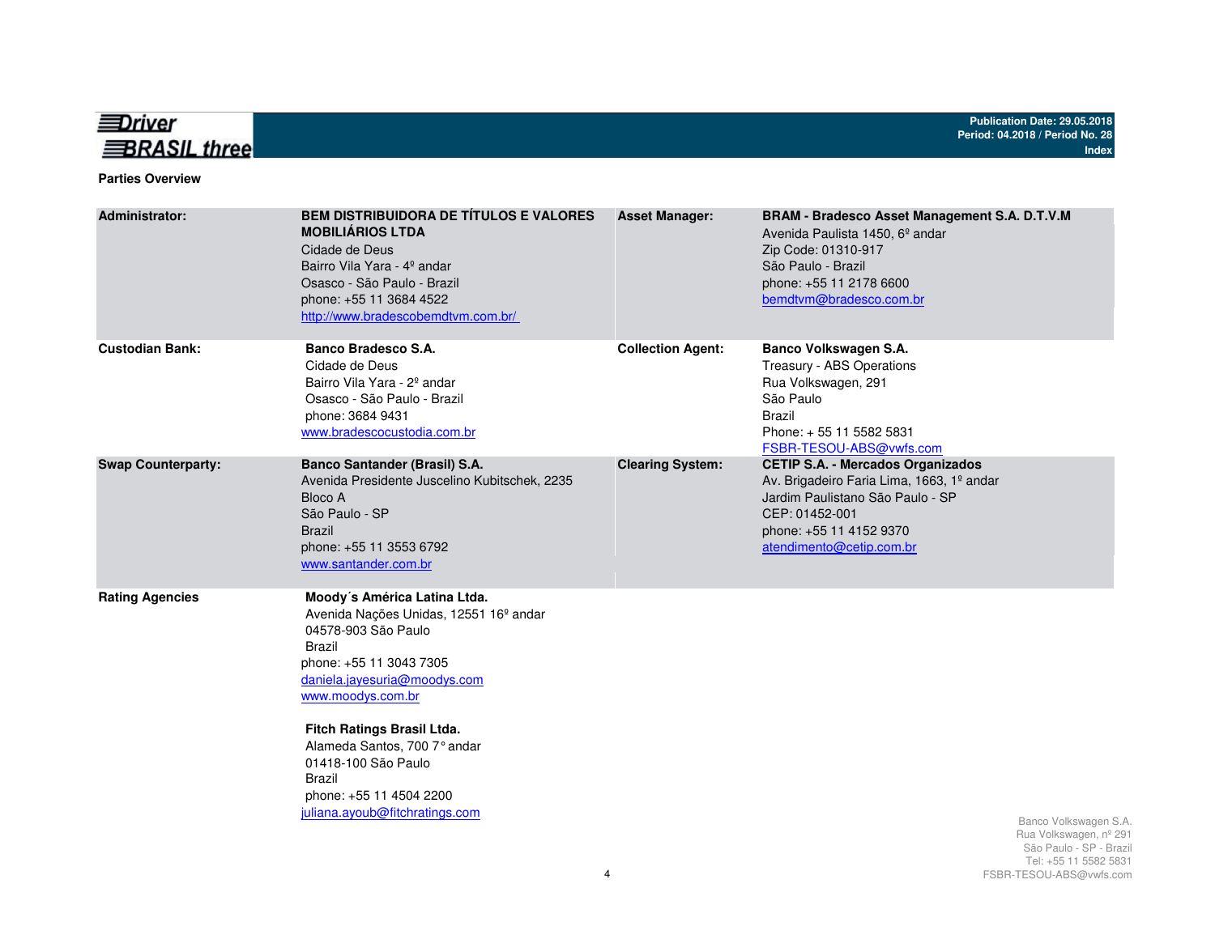## Parties Overview

| | | | |
|---|---|---|---|
| **Administrator:** | **BEM DISTRIBUIDORA DE TÍTULOS E VALORES MOBILIÁRIOS LTDA**<br>Cidade de Deus<br>Bairro Vila Yara - 4º andar<br>Osasco - São Paulo - Brazil<br>phone: +55 11 3684 4522<br>http://www.bradescobemdtvm.com.br/ | **Asset Manager:** | **BRAM - Bradesco Asset Management S.A. D.T.V.M**<br>Avenida Paulista 1450, 6º andar<br>Zip Code: 01310-917<br>São Paulo - Brazil<br>phone: +55 11 2178 6600<br>bemdtvm@bradesco.com.br |
| **Custodian Bank:** | **Banco Bradesco S.A.**<br>Cidade de Deus<br>Bairro Vila Yara - 2º andar<br>Osasco - São Paulo - Brazil<br>phone: 3684 9431<br>www.bradescocustodia.com.br | **Collection Agent:** | **Banco Volkswagen S.A.**<br>Treasury - ABS Operations<br>Rua Volkswagen, 291<br>São Paulo<br>Brazil<br>Phone: + 55 11 5582 5831<br>FSBR-TESOU-ABS@vwfs.com |
| **Swap Counterparty:** | **Banco Santander (Brasil) S.A.**<br>Avenida Presidente Juscelino Kubitschek, 2235<br>Bloco A<br>São Paulo - SP<br>Brazil<br>phone: +55 11 3553 6792<br>www.santander.com.br | **Clearing System:** | **CETIP S.A. - Mercados Organizados**<br>Av. Brigadeiro Faria Lima, 1663, 1º andar<br>Jardim Paulistano São Paulo - SP<br>CEP: 01452-001<br>phone: +55 11 4152 9370<br>atendimento@cetip.com.br |
| **Rating Agencies** | **Moody´s América Latina Ltda.**<br>Avenida Nações Unidas, 12551 16º andar<br>04578-903 São Paulo<br>Brazil<br>phone: +55 11 3043 7305<br>daniela.jayesuria@moodys.com<br>www.moodys.com.br<br><br>**Fitch Ratings Brasil Ltda.**<br>Alameda Santos, 700 7° andar<br>01418-100 São Paulo<br>Brazil<br>phone: +55 11 4504 2200<br>juliana.ayoub@fitchratings.com | | |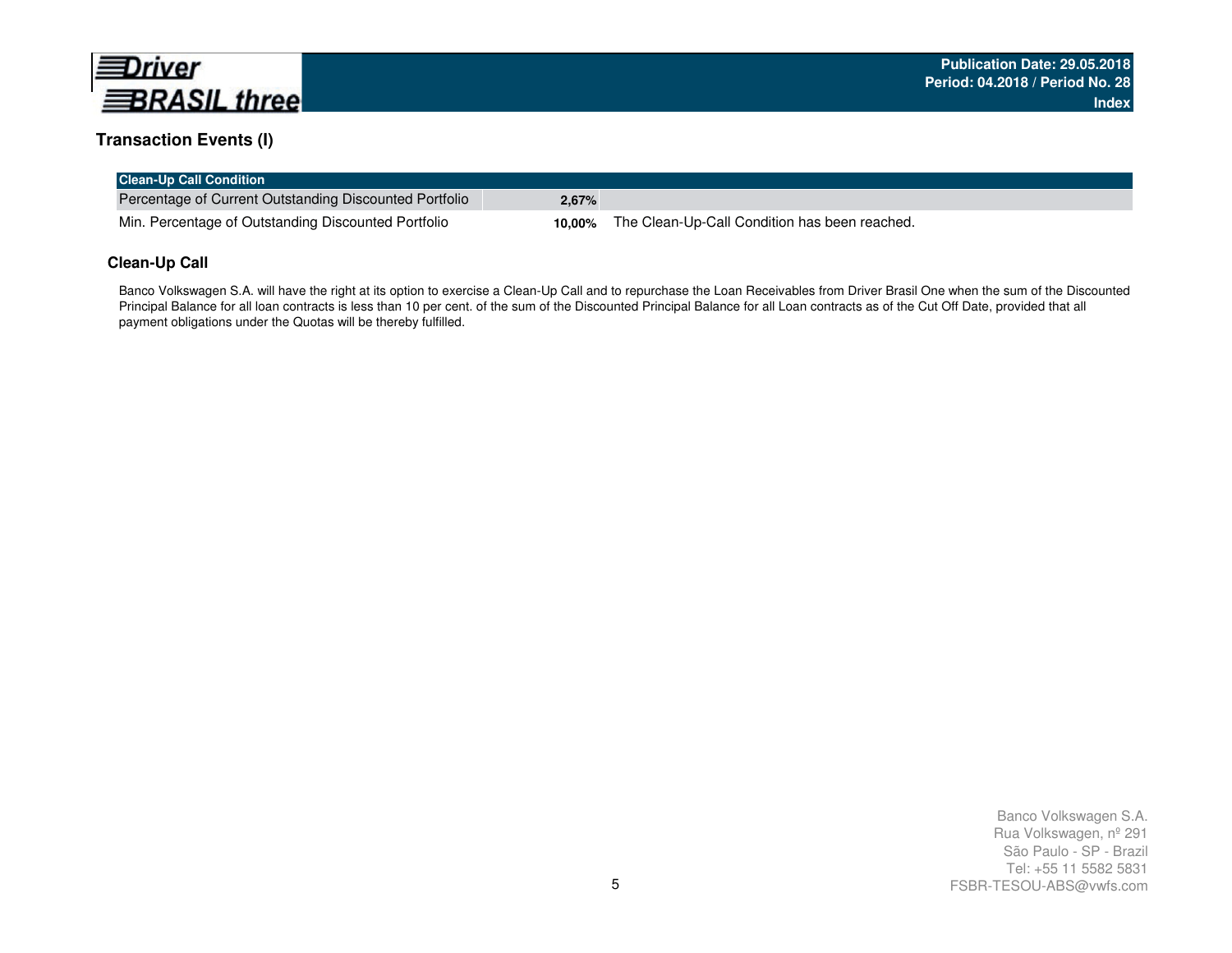## Transaction Events (I)

| Clean-Up Call Condition | | |
|---|---|---|
| Percentage of Current Outstanding Discounted Portfolio | **2,67%** | |
| Min. Percentage of Outstanding Discounted Portfolio | **10,00%** | The Clean-Up-Call Condition has been reached. |

### Clean-Up Call

Banco Volkswagen S.A. will have the right at its option to exercise a Clean-Up Call and to repurchase the Loan Receivables from Driver Brasil One when the sum of the Discounted Principal Balance for all loan contracts is less than 10 per cent. of the sum of the Discounted Principal Balance for all Loan contracts as of the Cut Off Date, provided that all payment obligations under the Quotas will be thereby fulfilled.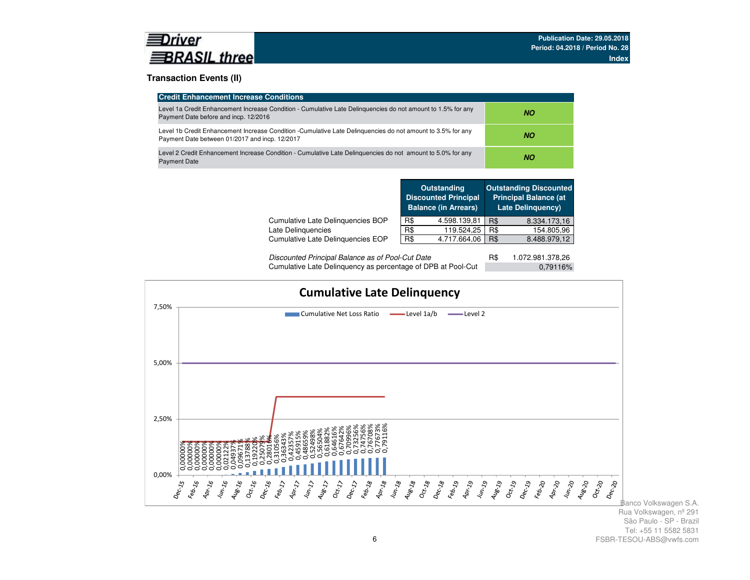**Driver BRASIL three**

Publication Date: 29.05.2018
Period: 04.2018 / Period No. 28
Index

## Transaction Events (II)

| Credit Enhancement Increase Conditions | |
|---|---|
| Level 1a Credit Enhancement Increase Condition - Cumulative Late Delinquencies do not amount to 1.5% for any Payment Date before and incp. 12/2016 | ***NO*** |
| Level 1b Credit Enhancement Increase Condition -Cumulative Late Delinquencies do not amount to 3.5% for any Payment Date between 01/2017 and incp. 12/2017 | ***NO*** |
| Level 2 Credit Enhancement Increase Condition - Cumulative Late Delinquencies do not amount to 5.0% for any Payment Date | ***NO*** |

| | Outstanding Discounted Principal Balance (in Arrears) | Outstanding Discounted Principal Balance (at Late Delinquency) |
|---|---|---|
| Cumulative Late Delinquencies BOP | R$ 4.598.139,81 | R$ 8.334.173,16 |
| Late Delinquencies | R$ 119.524,25 | R$ 154.805,96 |
| Cumulative Late Delinquencies EOP | R$ 4.717.664,06 | R$ 8.488.979,12 |

| | |
|---|---|
| *Discounted Principal Balance as of Pool-Cut Date* | R$ 1.072.981.378,26 |
| Cumulative Late Delinquency as percentage of DPB at Pool-Cut | 0,79116% |

**Cumulative Late Delinquency**

Legend: Cumulative Net Loss Ratio; Level 1a/b; Level 2

| Period | Cumulative Net Loss Ratio |
|---|---|
| Dec-15 | 0,00000% |
| Jan-16 | 0,00000% |
| Feb-16 | 0,00000% |
| Mar-16 | 0,00000% |
| Apr-16 | 0,00000% |
| May-16 | 0,00000% |
| Jun-16 | 0,02122% |
| Jul-16 | 0,04937% |
| Aug-16 | 0,09671% |
| Sep-16 | 0,13788% |
| Oct-16 | 0,19220% |
| Nov-16 | 0,25075% |
| Dec-16 | 0,28016% |
| Jan-17 | 0,31056% |
| Feb-17 | 0,36343% |
| Mar-17 | 0,42357% |
| Apr-17 | 0,45915% |
| May-17 | 0,48659% |
| Jun-17 | 0,52498% |
| Jul-17 | 0,56504% |
| Aug-17 | 0,61882% |
| Sep-17 | 0,64616% |
| Oct-17 | 0,67642% |
| Nov-17 | 0,70996% |
| Dec-17 | 0,73256% |
| Jan-18 | 0,74756% |
| Feb-18 | 0,76708% |
| Mar-18 | 0,77673% |
| Apr-18 | 0,79116% |

Banco Volkswagen S.A.
Rua Volkswagen, nº 291
São Paulo - SP - Brazil
Tel: +55 11 5582 5831
FSBR-TESOU-ABS@vwfs.com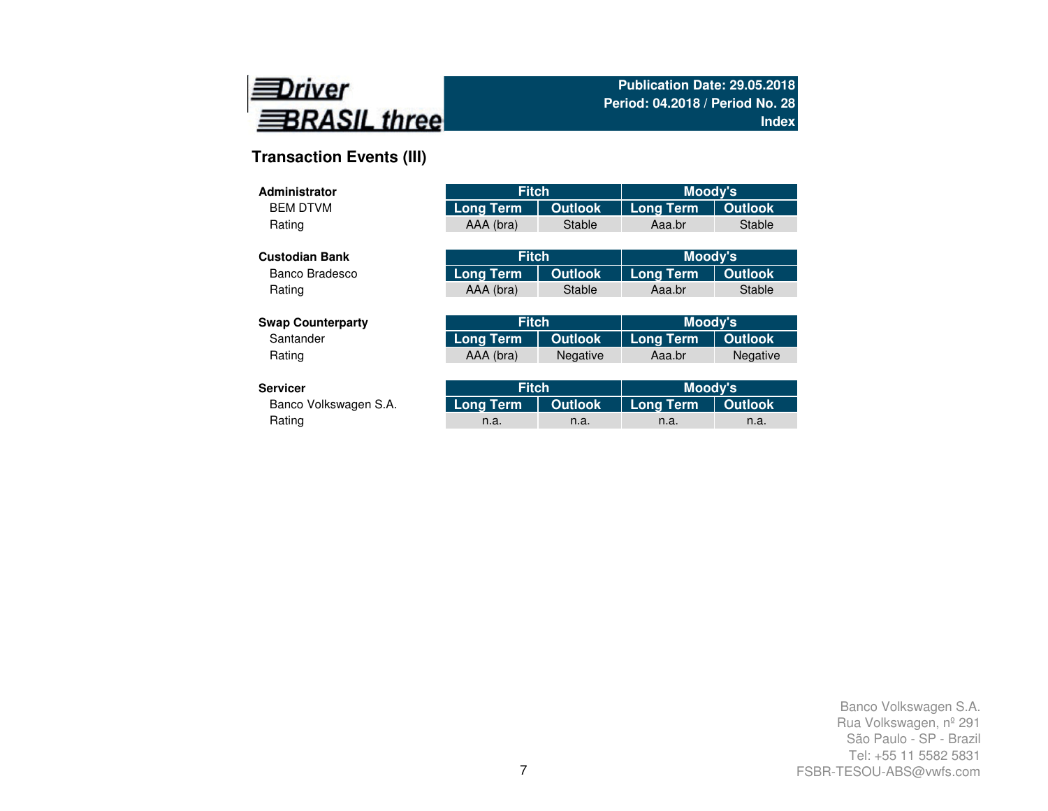Driver BRASIL three

**Publication Date: 29.05.2018**
**Period: 04.2018 / Period No. 28**
**Index**

## Transaction Events (III)

| **Administrator** | Fitch | | Moody's | |
|---|---|---|---|---|
| BEM DTVM | Long Term | Outlook | Long Term | Outlook |
| Rating | AAA (bra) | Stable | Aaa.br | Stable |

| **Custodian Bank** | Fitch | | Moody's | |
|---|---|---|---|---|
| Banco Bradesco | Long Term | Outlook | Long Term | Outlook |
| Rating | AAA (bra) | Stable | Aaa.br | Stable |

| **Swap Counterparty** | Fitch | | Moody's | |
|---|---|---|---|---|
| Santander | Long Term | Outlook | Long Term | Outlook |
| Rating | AAA (bra) | Negative | Aaa.br | Negative |

| **Servicer** | Fitch | | Moody's | |
|---|---|---|---|---|
| Banco Volkswagen S.A. | Long Term | Outlook | Long Term | Outlook |
| Rating | n.a. | n.a. | n.a. | n.a. |

Banco Volkswagen S.A.
Rua Volkswagen, nº 291
São Paulo - SP - Brazil
Tel: +55 11 5582 5831
FSBR-TESOU-ABS@vwfs.com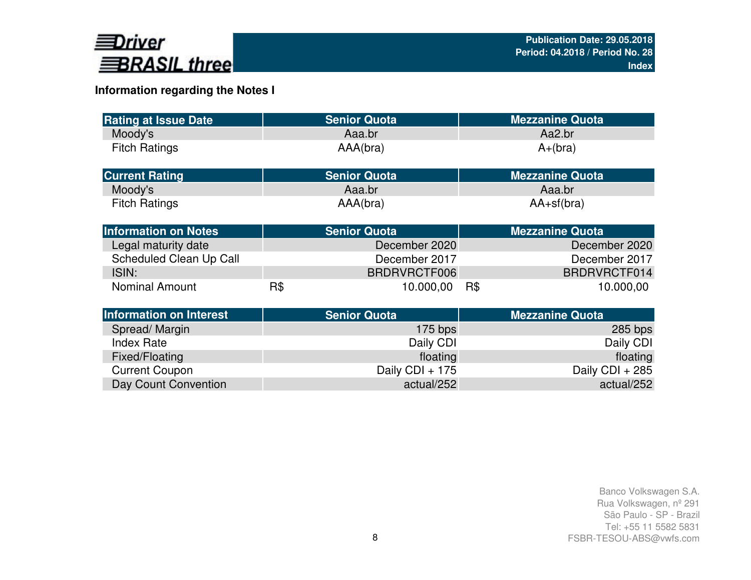Driver BRASIL three

Publication Date: 29.05.2018
Period: 04.2018 / Period No. 28
Index

## Information regarding the Notes I

| Rating at Issue Date | Senior Quota | Mezzanine Quota |
|---|---|---|
| Moody's | Aaa.br | Aa2.br |
| Fitch Ratings | AAA(bra) | A+(bra) |

| Current Rating | Senior Quota | Mezzanine Quota |
|---|---|---|
| Moody's | Aaa.br | Aaa.br |
| Fitch Ratings | AAA(bra) | AA+sf(bra) |

| Information on Notes | Senior Quota | Mezzanine Quota |
|---|---|---|
| Legal maturity date | December 2020 | December 2020 |
| Scheduled Clean Up Call | December 2017 | December 2017 |
| ISIN: | BRDRVRCTF006 | BRDRVRCTF014 |
| Nominal Amount | R$ 10.000,00 | R$ 10.000,00 |

| Information on Interest | Senior Quota | Mezzanine Quota |
|---|---|---|
| Spread/ Margin | 175 bps | 285 bps |
| Index Rate | Daily CDI | Daily CDI |
| Fixed/Floating | floating | floating |
| Current Coupon | Daily CDI + 175 | Daily CDI + 285 |
| Day Count Convention | actual/252 | actual/252 |

Banco Volkswagen S.A.
Rua Volkswagen, nº 291
São Paulo - SP - Brazil
Tel: +55 11 5582 5831
FSBR-TESOU-ABS@vwfs.com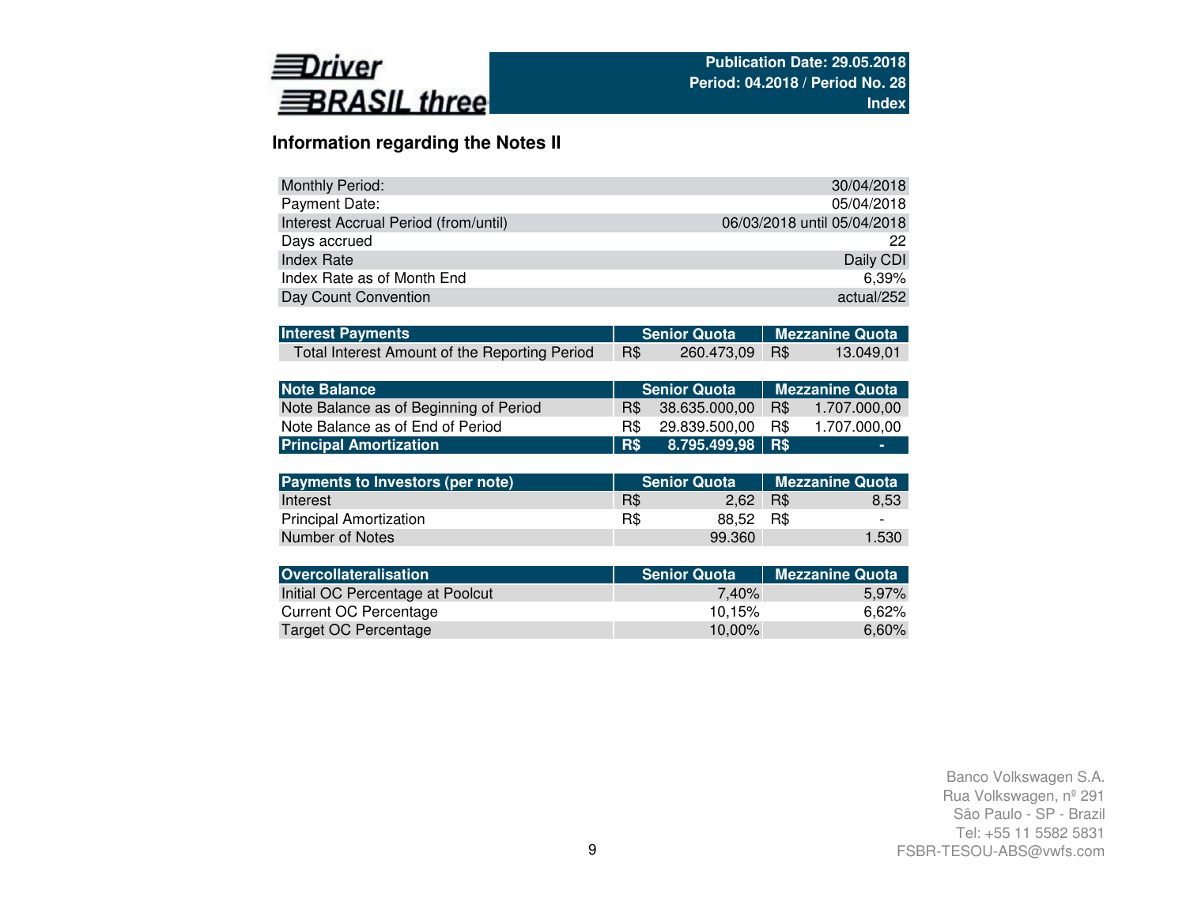Driver BRASIL three

**Publication Date: 29.05.2018**
**Period: 04.2018 / Period No. 28**
**Index**

## Information regarding the Notes II

| | |
|---|---|
| Monthly Period: | 30/04/2018 |
| Payment Date: | 05/04/2018 |
| Interest Accrual Period (from/until) | 06/03/2018 until 05/04/2018 |
| Days accrued | 22 |
| Index Rate | Daily CDI |
| Index Rate as of Month End | 6,39% |
| Day Count Convention | actual/252 |

| Interest Payments | Senior Quota | Mezzanine Quota |
|---|---|---|
| Total Interest Amount of the Reporting Period | R$ 260.473,09 | R$ 13.049,01 |

| Note Balance | Senior Quota | Mezzanine Quota |
|---|---|---|
| Note Balance as of Beginning of Period | R$ 38.635.000,00 | R$ 1.707.000,00 |
| Note Balance as of End of Period | R$ 29.839.500,00 | R$ 1.707.000,00 |
| **Principal Amortization** | **R$ 8.795.499,98** | **R$ -** |

| Payments to Investors (per note) | Senior Quota | Mezzanine Quota |
|---|---|---|
| Interest | R$ 2,62 | R$ 8,53 |
| Principal Amortization | R$ 88,52 | R$ - |
| Number of Notes | 99.360 | 1.530 |

| Overcollateralisation | Senior Quota | Mezzanine Quota |
|---|---|---|
| Initial OC Percentage at Poolcut | 7,40% | 5,97% |
| Current OC Percentage | 10,15% | 6,62% |
| Target OC Percentage | 10,00% | 6,60% |

Banco Volkswagen S.A.
Rua Volkswagen, nº 291
São Paulo - SP - Brazil
Tel: +55 11 5582 5831
FSBR-TESOU-ABS@vwfs.com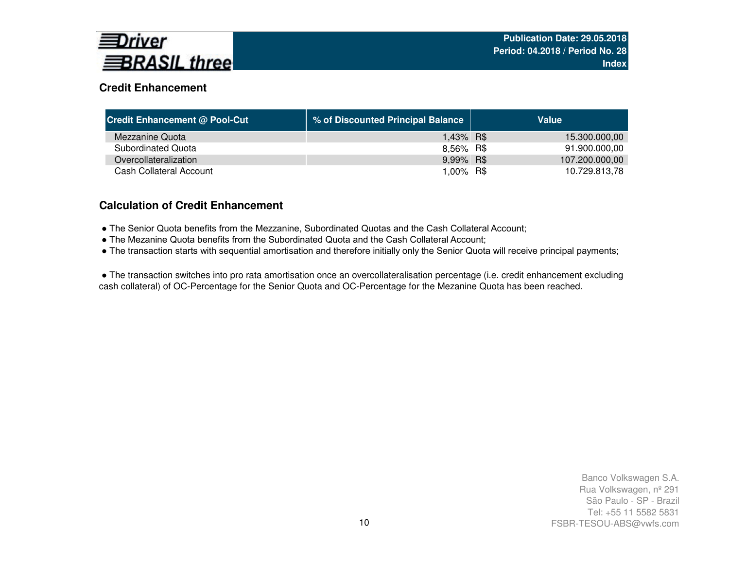## Credit Enhancement

| Credit Enhancement @ Pool-Cut | % of Discounted Principal Balance | Value | |
|---|---|---|---|
| Mezzanine Quota | 1,43% | R$ | 15.300.000,00 |
| Subordinated Quota | 8,56% | R$ | 91.900.000,00 |
| Overcollateralization | 9,99% | R$ | 107.200.000,00 |
| Cash Collateral Account | 1,00% | R$ | 10.729.813,78 |

## Calculation of Credit Enhancement

- The Senior Quota benefits from the Mezzanine, Subordinated Quotas and the Cash Collateral Account;
- The Mezanine Quota benefits from the Subordinated Quota and the Cash Collateral Account;
- The transaction starts with sequential amortisation and therefore initially only the Senior Quota will receive principal payments;

- The transaction switches into pro rata amortisation once an overcollateralisation percentage (i.e. credit enhancement excluding cash collateral) of OC-Percentage for the Senior Quota and OC-Percentage for the Mezanine Quota has been reached.

Banco Volkswagen S.A.
Rua Volkswagen, nº 291
São Paulo - SP - Brazil
Tel: +55 11 5582 5831
FSBR-TESOU-ABS@vwfs.com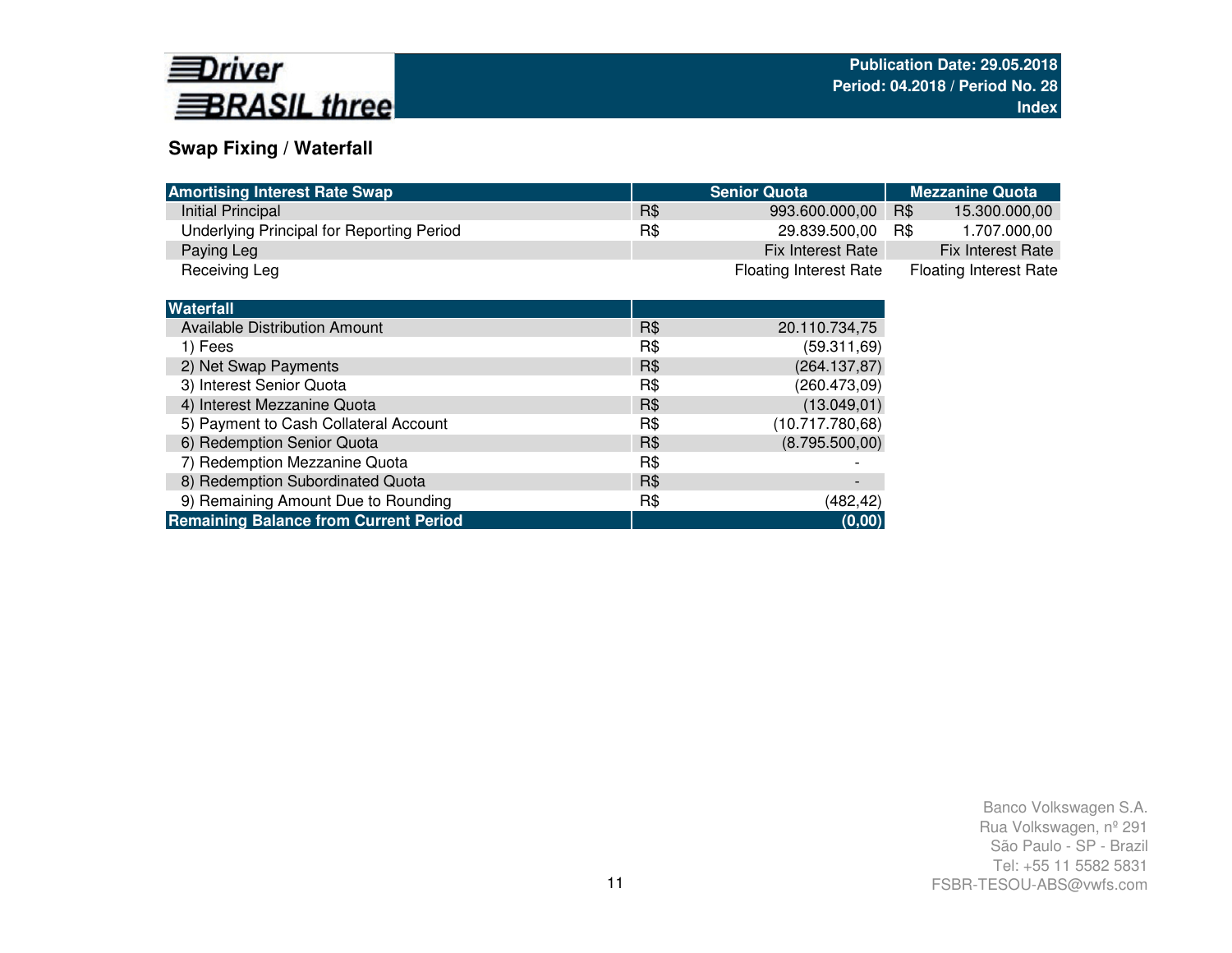## Swap Fixing / Waterfall

| Amortising Interest Rate Swap | Senior Quota | Mezzanine Quota |
|---|---|---|
| Initial Principal | R$ 993.600.000,00 | R$ 15.300.000,00 |
| Underlying Principal for Reporting Period | R$ 29.839.500,00 | R$ 1.707.000,00 |
| Paying Leg | Fix Interest Rate | Fix Interest Rate |
| Receiving Leg | Floating Interest Rate | Floating Interest Rate |

| Waterfall | | |
|---|---|---|
| Available Distribution Amount | R$ | 20.110.734,75 |
| 1) Fees | R$ | (59.311,69) |
| 2) Net Swap Payments | R$ | (264.137,87) |
| 3) Interest Senior Quota | R$ | (260.473,09) |
| 4) Interest Mezzanine Quota | R$ | (13.049,01) |
| 5) Payment to Cash Collateral Account | R$ | (10.717.780,68) |
| 6) Redemption Senior Quota | R$ | (8.795.500,00) |
| 7) Redemption Mezzanine Quota | R$ | - |
| 8) Redemption Subordinated Quota | R$ | - |
| 9) Remaining Amount Due to Rounding | R$ | (482,42) |
| **Remaining Balance from Current Period** | | **(0,00)** |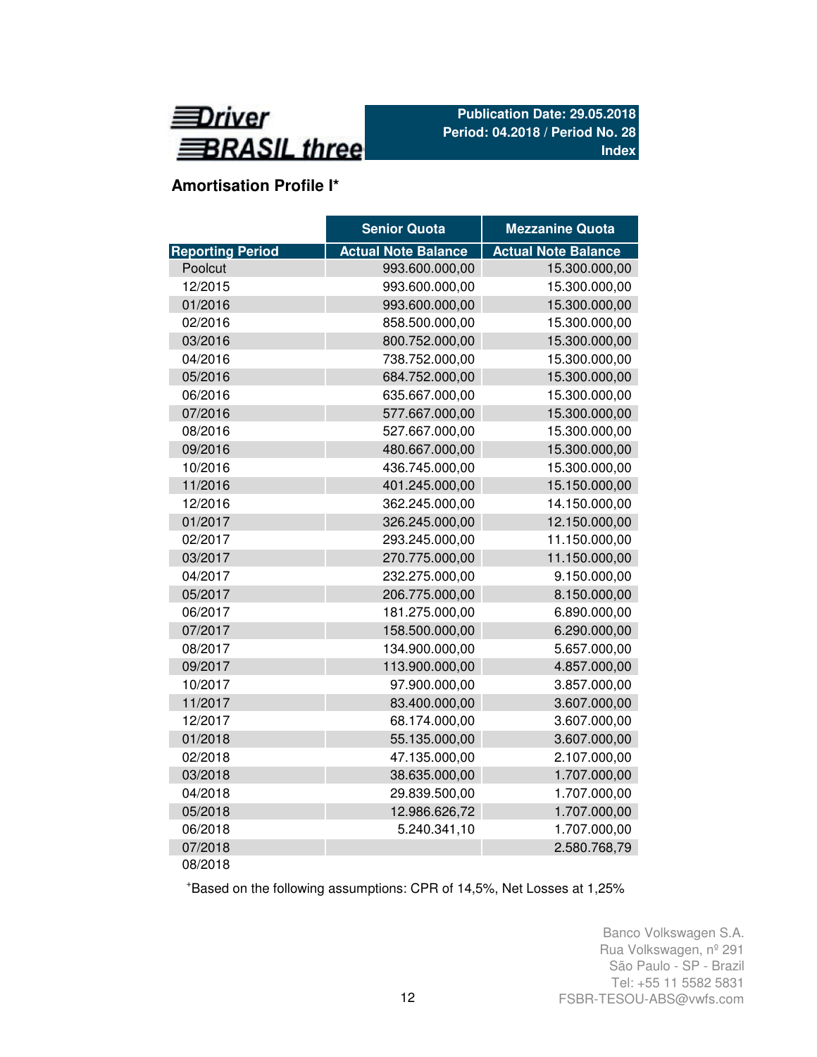Driver BRASIL three

**Publication Date: 29.05.2018**
**Period: 04.2018 / Period No. 28**
**Index**

## Amortisation Profile I*

| | Senior Quota | Mezzanine Quota |
|---|---|---|
| Reporting Period | Actual Note Balance | Actual Note Balance |
| Poolcut | 993.600.000,00 | 15.300.000,00 |
| 12/2015 | 993.600.000,00 | 15.300.000,00 |
| 01/2016 | 993.600.000,00 | 15.300.000,00 |
| 02/2016 | 858.500.000,00 | 15.300.000,00 |
| 03/2016 | 800.752.000,00 | 15.300.000,00 |
| 04/2016 | 738.752.000,00 | 15.300.000,00 |
| 05/2016 | 684.752.000,00 | 15.300.000,00 |
| 06/2016 | 635.667.000,00 | 15.300.000,00 |
| 07/2016 | 577.667.000,00 | 15.300.000,00 |
| 08/2016 | 527.667.000,00 | 15.300.000,00 |
| 09/2016 | 480.667.000,00 | 15.300.000,00 |
| 10/2016 | 436.745.000,00 | 15.300.000,00 |
| 11/2016 | 401.245.000,00 | 15.150.000,00 |
| 12/2016 | 362.245.000,00 | 14.150.000,00 |
| 01/2017 | 326.245.000,00 | 12.150.000,00 |
| 02/2017 | 293.245.000,00 | 11.150.000,00 |
| 03/2017 | 270.775.000,00 | 11.150.000,00 |
| 04/2017 | 232.275.000,00 | 9.150.000,00 |
| 05/2017 | 206.775.000,00 | 8.150.000,00 |
| 06/2017 | 181.275.000,00 | 6.890.000,00 |
| 07/2017 | 158.500.000,00 | 6.290.000,00 |
| 08/2017 | 134.900.000,00 | 5.657.000,00 |
| 09/2017 | 113.900.000,00 | 4.857.000,00 |
| 10/2017 | 97.900.000,00 | 3.857.000,00 |
| 11/2017 | 83.400.000,00 | 3.607.000,00 |
| 12/2017 | 68.174.000,00 | 3.607.000,00 |
| 01/2018 | 55.135.000,00 | 3.607.000,00 |
| 02/2018 | 47.135.000,00 | 2.107.000,00 |
| 03/2018 | 38.635.000,00 | 1.707.000,00 |
| 04/2018 | 29.839.500,00 | 1.707.000,00 |
| 05/2018 | 12.986.626,72 | 1.707.000,00 |
| 06/2018 | 5.240.341,10 | 1.707.000,00 |
| 07/2018 | | 2.580.768,79 |
| 08/2018 | | |

*Based on the following assumptions: CPR of 14,5%, Net Losses at 1,25%

Banco Volkswagen S.A.
Rua Volkswagen, nº 291
São Paulo - SP - Brazil
Tel: +55 11 5582 5831
FSBR-TESOU-ABS@vwfs.com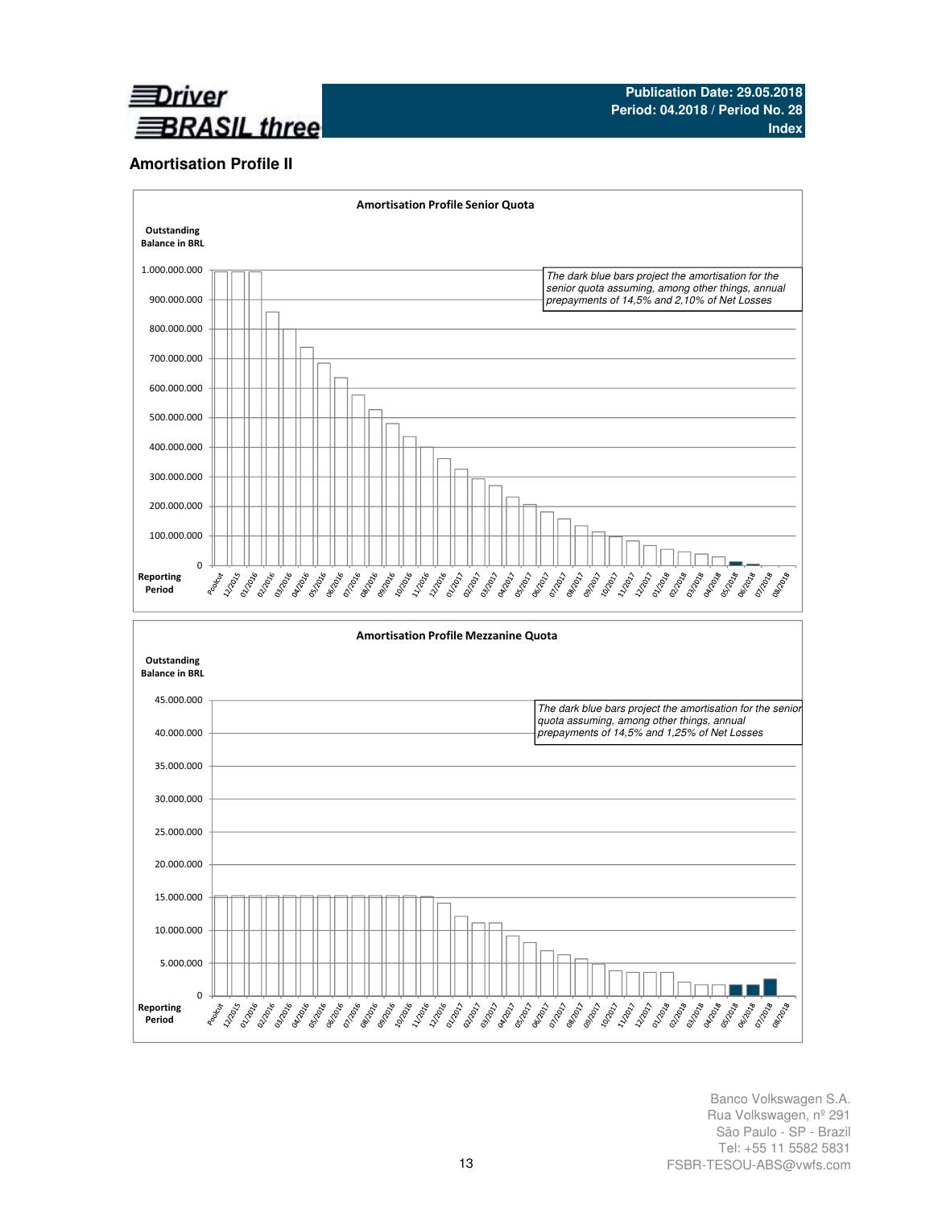## Amortisation Profile II

**Amortisation Profile Senior Quota**

Outstanding Balance in BRL

*The dark blue bars project the amortisation for the senior quota assuming, among other things, annual prepayments of 14,5% and 2,10% of Net Losses*

1.000.000.000
900.000.000
800.000.000
700.000.000
600.000.000
500.000.000
400.000.000
300.000.000
200.000.000
100.000.000
0

Reporting Period: Poolcut, 12/2015, 01/2016, 02/2016, 03/2016, 04/2016, 05/2016, 06/2016, 07/2016, 08/2016, 09/2016, 10/2016, 11/2016, 12/2016, 01/2017, 02/2017, 03/2017, 04/2017, 05/2017, 06/2017, 07/2017, 08/2017, 09/2017, 10/2017, 11/2017, 12/2017, 01/2018, 02/2018, 03/2018, 04/2018, 05/2018, 06/2018, 07/2018, 08/2018

**Amortisation Profile Mezzanine Quota**

Outstanding Balance in BRL

*The dark blue bars project the amortisation for the senior quota assuming, among other things, annual prepayments of 14,5% and 1,25% of Net Losses*

45.000.000
40.000.000
35.000.000
30.000.000
25.000.000
20.000.000
15.000.000
10.000.000
5.000.000
0

Reporting Period: Poolcut, 12/2015, 01/2016, 02/2016, 03/2016, 04/2016, 05/2016, 06/2016, 07/2016, 08/2016, 09/2016, 10/2016, 11/2016, 12/2016, 01/2017, 02/2017, 03/2017, 04/2017, 05/2017, 06/2017, 07/2017, 08/2017, 09/2017, 10/2017, 11/2017, 12/2017, 01/2018, 02/2018, 03/2018, 04/2018, 05/2018, 06/2018, 07/2018, 08/2018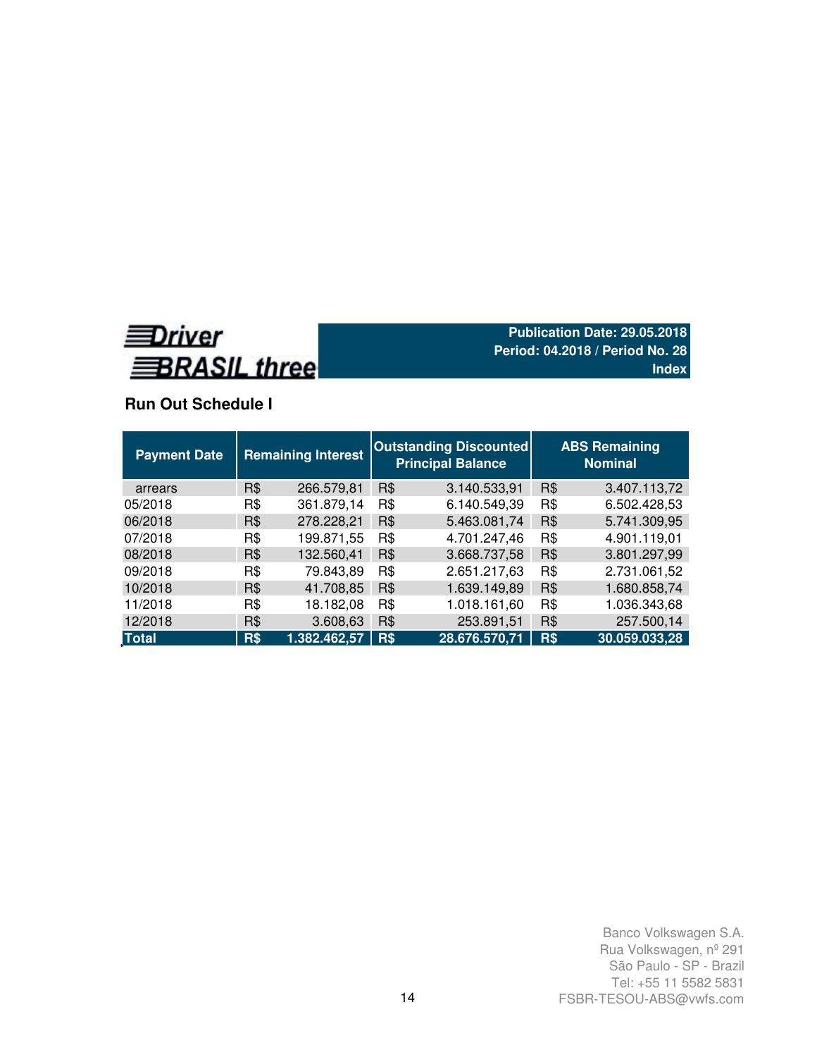**Driver BRASIL three**

**Publication Date: 29.05.2018**
**Period: 04.2018 / Period No. 28**
**Index**

## Run Out Schedule I

| Payment Date | Remaining Interest | | Outstanding Discounted Principal Balance | | ABS Remaining Nominal | |
|---|---|---|---|---|---|---|
| arrears | R$ | 266.579,81 | R$ | 3.140.533,91 | R$ | 3.407.113,72 |
| 05/2018 | R$ | 361.879,14 | R$ | 6.140.549,39 | R$ | 6.502.428,53 |
| 06/2018 | R$ | 278.228,21 | R$ | 5.463.081,74 | R$ | 5.741.309,95 |
| 07/2018 | R$ | 199.871,55 | R$ | 4.701.247,46 | R$ | 4.901.119,01 |
| 08/2018 | R$ | 132.560,41 | R$ | 3.668.737,58 | R$ | 3.801.297,99 |
| 09/2018 | R$ | 79.843,89 | R$ | 2.651.217,63 | R$ | 2.731.061,52 |
| 10/2018 | R$ | 41.708,85 | R$ | 1.639.149,89 | R$ | 1.680.858,74 |
| 11/2018 | R$ | 18.182,08 | R$ | 1.018.161,60 | R$ | 1.036.343,68 |
| 12/2018 | R$ | 3.608,63 | R$ | 253.891,51 | R$ | 257.500,14 |
| **Total** | **R$** | **1.382.462,57** | **R$** | **28.676.570,71** | **R$** | **30.059.033,28** |

Banco Volkswagen S.A.
Rua Volkswagen, nº 291
São Paulo - SP - Brazil
Tel: +55 11 5582 5831
FSBR-TESOU-ABS@vwfs.com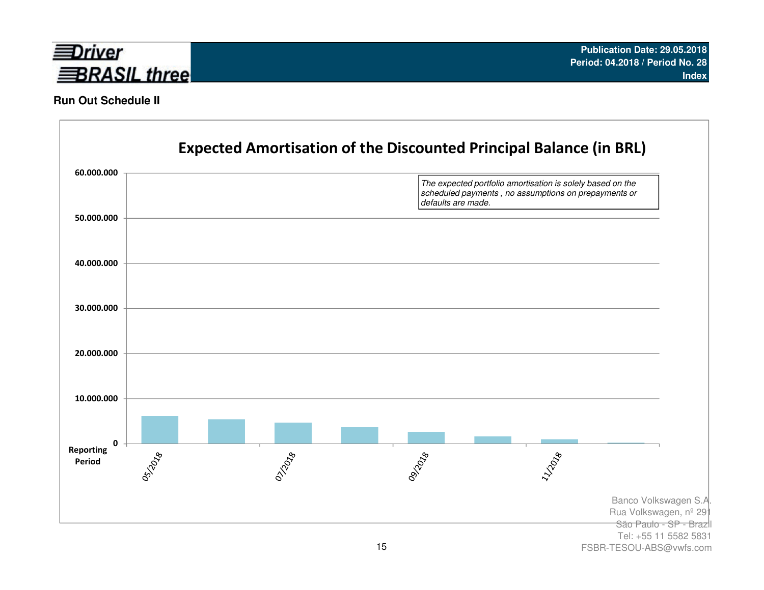Publication Date: 29.05.2018
Period: 04.2018 / Period No. 28
Index

## Run Out Schedule II

### Expected Amortisation of the Discounted Principal Balance (in BRL)

*The expected portfolio amortisation is solely based on the scheduled payments , no assumptions on prepayments or defaults are made.*

Y-axis: 0; 10.000.000; 20.000.000; 30.000.000; 40.000.000; 50.000.000; 60.000.000

X-axis (Reporting Period): 05/2018; 07/2018; 09/2018; 11/2018

Banco Volkswagen S.A.
Rua Volkswagen, nº 291
São Paulo - SP - Brazil
Tel: +55 11 5582 5831
FSBR-TESOU-ABS@vwfs.com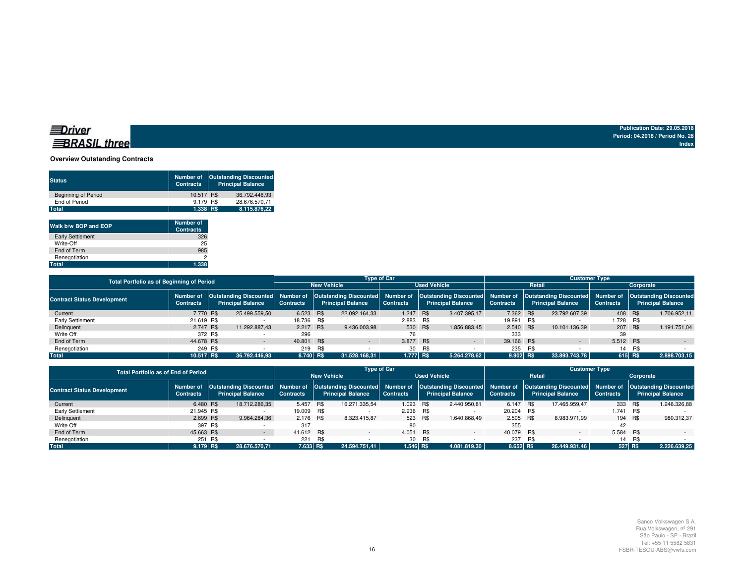**Driver BRASIL three**

Publication Date: 29.05.2018
Period: 04.2018 / Period No. 28
Index

## Overview Outstanding Contracts

| Status | Number of Contracts | Outstanding Discounted Principal Balance |
|---|---|---|
| Beginning of Period | 10.517 | R$ 36.792.446,93 |
| End of Period | 9.179 | R$ 28.676.570,71 |
| **Total** | **1.338** | **R$ 8.115.876,22** |

| Walk b/w BOP and EOP | Number of Contracts |
|---|---|
| Early Settlement | 326 |
| Write-Off | 25 |
| End of Term | 985 |
| Renegotiation | 2 |
| **Total** | **1.338** |

| Total Portfolio as of Beginning of Period | | | Type of Car | | | | Customer Type | | | |
|---|---|---|---|---|---|---|---|---|---|---|
| | | | New Vehicle | | Used Vehicle | | Retail | | Corporate | |
| Contract Status Development | Number of Contracts | Outstanding Discounted Principal Balance | Number of Contracts | Outstanding Discounted Principal Balance | Number of Contracts | Outstanding Discounted Principal Balance | Number of Contracts | Outstanding Discounted Principal Balance | Number of Contracts | Outstanding Discounted Principal Balance |
| Current | 7.770 | R$ 25.499.559,50 | 6.523 | R$ 22.092.164,33 | 1.247 | R$ 3.407.395,17 | 7.362 | R$ 23.792.607,39 | 408 | R$ 1.706.952,11 |
| Early Settlement | 21.619 | R$ - | 18.736 | R$ - | 2.883 | R$ - | 19.891 | R$ - | 1.728 | R$ - |
| Delinquent | 2.747 | R$ 11.292.887,43 | 2.217 | R$ 9.436.003,98 | 530 | R$ 1.856.883,45 | 2.540 | R$ 10.101.136,39 | 207 | R$ 1.191.751,04 |
| Write Off | 372 | R$ - | 296 | | 76 | | 333 | | 39 | |
| End of Term | 44.678 | R$ - | 40.801 | R$ - | 3.877 | R$ - | 39.166 | R$ - | 5.512 | R$ - |
| Renegotiation | 249 | R$ - | 219 | R$ - | 30 | R$ - | 235 | R$ - | 14 | R$ - |
| **Total** | **10.517** | **R$ 36.792.446,93** | **8.740** | **R$ 31.528.168,31** | **1.777** | **R$ 5.264.278,62** | **9.902** | **R$ 33.893.743,78** | **615** | **R$ 2.898.703,15** |

| Total Portfolio as of End of Period | | | Type of Car | | | | Customer Type | | | |
|---|---|---|---|---|---|---|---|---|---|---|
| | | | New Vehicle | | Used Vehicle | | Retail | | Corporate | |
| Contract Status Development | Number of Contracts | Outstanding Discounted Principal Balance | Number of Contracts | Outstanding Discounted Principal Balance | Number of Contracts | Outstanding Discounted Principal Balance | Number of Contracts | Outstanding Discounted Principal Balance | Number of Contracts | Outstanding Discounted Principal Balance |
| Current | 6.480 | R$ 18.712.286,35 | 5.457 | R$ 16.271.335,54 | 1.023 | R$ 2.440.950,81 | 6.147 | R$ 17.465.959,47 | 333 | R$ 1.246.326,88 |
| Early Settlement | 21.945 | R$ - | 19.009 | R$ - | 2.936 | R$ - | 20.204 | R$ - | 1.741 | R$ - |
| Delinquent | 2.699 | R$ 9.964.284,36 | 2.176 | R$ 8.323.415,87 | 523 | R$ 1.640.868,49 | 2.505 | R$ 8.983.971,99 | 194 | R$ 980.312,37 |
| Write Off | 397 | R$ - | 317 | | 80 | | 355 | | 42 | |
| End of Term | 45.663 | R$ - | 41.612 | R$ - | 4.051 | R$ - | 40.079 | R$ - | 5.584 | R$ - |
| Renegotiation | 251 | R$ - | 221 | R$ - | 30 | R$ - | 237 | R$ - | 14 | R$ - |
| **Total** | **9.179** | **R$ 28.676.570,71** | **7.633** | **R$ 24.594.751,41** | **1.546** | **R$ 4.081.819,30** | **8.652** | **R$ 26.449.931,46** | **527** | **R$ 2.226.639,25** |

Banco Volkswagen S.A.
Rua Volkswagen, nº 291
São Paulo - SP - Brazil
Tel: +55 11 5582 5831
FSBR-TESOU-ABS@vwfs.com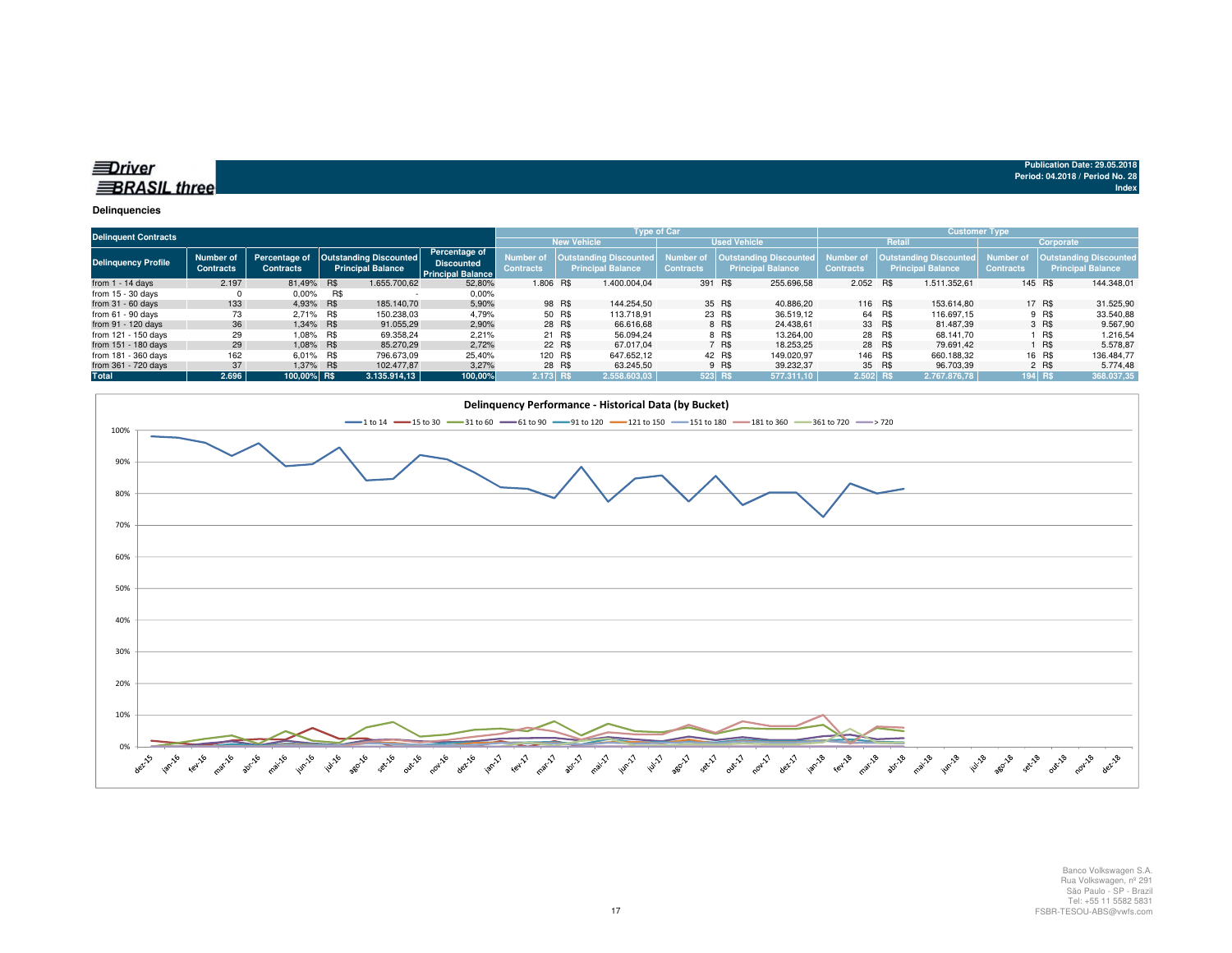**Driver BRASIL three**

Publication Date: 29.05.2018
Period: 04.2018 / Period No. 28
Index

## Delinquencies

| Delinquent Contracts | | | | | Type of Car | | | | Customer Type | | | |
|---|---|---|---|---|---|---|---|---|---|---|---|---|
| | | | | | New Vehicle | | Used Vehicle | | Retail | | Corporate | |
| Delinquency Profile | Number of Contracts | Percentage of Contracts | Outstanding Discounted Principal Balance | Percentage of Discounted Principal Balance | Number of Contracts | Outstanding Discounted Principal Balance | Number of Contracts | Outstanding Discounted Principal Balance | Number of Contracts | Outstanding Discounted Principal Balance | Number of Contracts | Outstanding Discounted Principal Balance |
| from 1 - 14 days | 2.197 | 81,49% | R$ 1.655.700,62 | 52,80% | 1.806 | R$ 1.400.004,04 | 391 | R$ 255.696,58 | 2.052 | R$ 1.511.352,61 | 145 | R$ 144.348,01 |
| from 15 - 30 days | 0 | 0,00% | R$ - | 0,00% | | | | | | | | |
| from 31 - 60 days | 133 | 4,93% | R$ 185.140,70 | 5,90% | 98 | R$ 144.254,50 | 35 | R$ 40.886,20 | 116 | R$ 153.614,80 | 17 | R$ 31.525,90 |
| from 61 - 90 days | 73 | 2,71% | R$ 150.238,03 | 4,79% | 50 | R$ 113.718,91 | 23 | R$ 36.519,12 | 64 | R$ 116.697,15 | 9 | R$ 33.540,88 |
| from 91 - 120 days | 36 | 1,34% | R$ 91.055,29 | 2,90% | 28 | R$ 66.616,68 | 8 | R$ 24.438,61 | 33 | R$ 81.487,39 | 3 | R$ 9.567,90 |
| from 121 - 150 days | 29 | 1,08% | R$ 69.358,24 | 2,21% | 21 | R$ 56.094,24 | 8 | R$ 13.264,00 | 28 | R$ 68.141,70 | 1 | R$ 1.216,54 |
| from 151 - 180 days | 29 | 1,08% | R$ 85.270,29 | 2,72% | 22 | R$ 67.017,04 | 7 | R$ 18.253,25 | 28 | R$ 79.691,42 | 1 | R$ 5.578,87 |
| from 181 - 360 days | 162 | 6,01% | R$ 796.673,09 | 25,40% | 120 | R$ 647.652,12 | 42 | R$ 149.020,97 | 146 | R$ 660.188,32 | 16 | R$ 136.484,77 |
| from 361 - 720 days | 37 | 1,37% | R$ 102.477,87 | 3,27% | 28 | R$ 63.245,50 | 9 | R$ 39.232,37 | 35 | R$ 96.703,39 | 2 | R$ 5.774,48 |
| **Total** | **2.696** | **100,00%** | **R$ 3.135.914,13** | **100,00%** | **2.173** | **R$ 2.558.603,03** | **523** | **R$ 577.311,10** | **2.502** | **R$ 2.767.876,78** | **194** | **R$ 368.037,35** |

**Delinquency Performance - Historical Data (by Bucket)**

Banco Volkswagen S.A.
Rua Volkswagen, nº 291
São Paulo - SP - Brazil
Tel: +55 11 5582 5831
FSBR-TESOU-ABS@vwfs.com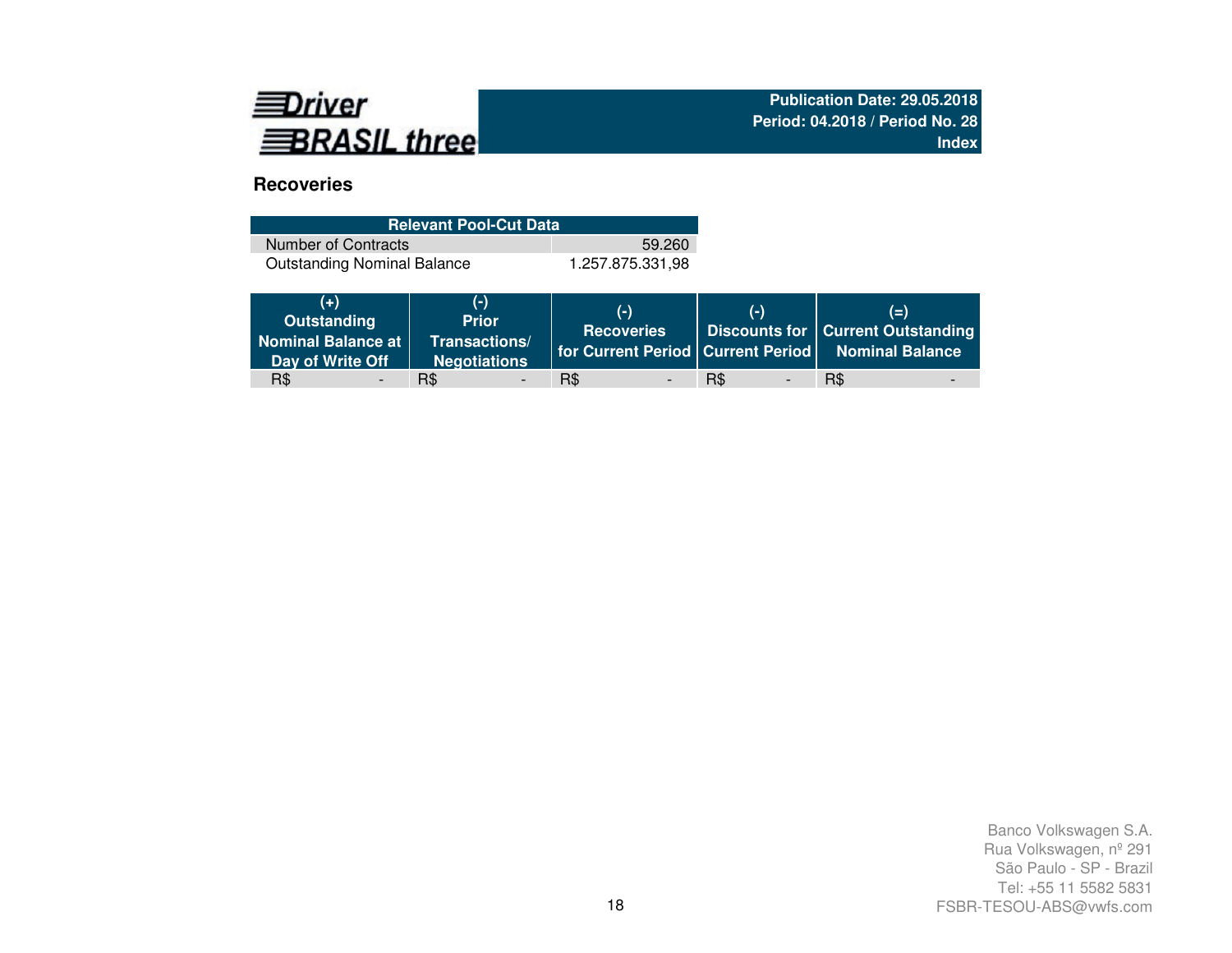Driver BRASIL three

**Publication Date: 29.05.2018**
**Period: 04.2018 / Period No. 28**
**Index**

## Recoveries

| Relevant Pool-Cut Data | |
|---|---|
| Number of Contracts | 59.260 |
| Outstanding Nominal Balance | 1.257.875.331,98 |

| (+) Outstanding Nominal Balance at Day of Write Off | (-) Prior Transactions/ Negotiations | (-) Recoveries for Current Period | (-) Discounts for Current Period | (=) Current Outstanding Nominal Balance |
|---|---|---|---|---|
| R$ - | R$ - | R$ - | R$ - | R$ - |

Banco Volkswagen S.A.
Rua Volkswagen, nº 291
São Paulo - SP - Brazil
Tel: +55 11 5582 5831
FSBR-TESOU-ABS@vwfs.com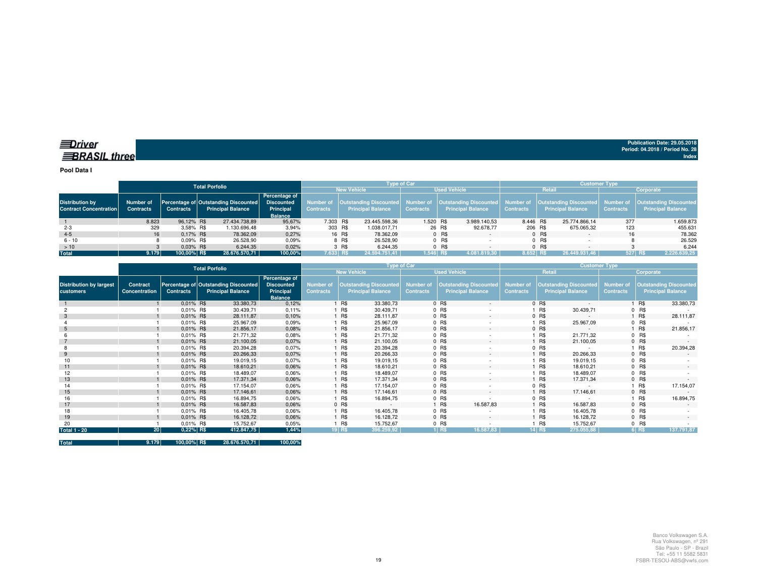**Driver BRASIL three**

Publication Date: 29.05.2018
Period: 04.2018 / Period No. 28
Index

**Pool Data I**

| | Total Porfolio | | | | Type of Car | | | | Customer Type | | | |
|---|---|---|---|---|---|---|---|---|---|---|---|---|
| | | | | | New Vehicle | | Used Vehicle | | Retail | | Corporate | |
| Distribution by Contract Concentration | Number of Contracts | Percentage of Contracts | Outstanding Discounted Principal Balance | Percentage of Discounted Principal Balance | Number of Contracts | Outstanding Discounted Principal Balance | Number of Contracts | Outstanding Discounted Principal Balance | Number of Contracts | Outstanding Discounted Principal Balance | Number of Contracts | Outstanding Discounted Principal Balance |
| 1 | 8.823 | 96,12% | R$ 27.434.738,89 | 95,67% | 7.303 | R$ 23.445.598,36 | 1.520 | R$ 3.989.140,53 | 8.446 | R$ 25.774.866,14 | 377 | 1.659.873 |
| 2-3 | 329 | 3,58% | R$ 1.130.696,48 | 3,94% | 303 | R$ 1.038.017,71 | 26 | R$ 92.678,77 | 206 | R$ 675.065,32 | 123 | 455.631 |
| 4-5 | 16 | 0,17% | R$ 78.362,09 | 0,27% | 16 | R$ 78.362,09 | 0 | R$ - | 0 | R$ - | 16 | 78.362 |
| 6 - 10 | 8 | 0,09% | R$ 26.528,90 | 0,09% | 8 | R$ 26.528,90 | 0 | R$ - | 0 | R$ - | 8 | 26.529 |
| > 10 | 3 | 0,03% | R$ 6.244,35 | 0,02% | 3 | R$ 6.244,35 | 0 | R$ - | 0 | R$ - | 3 | 6.244 |
| **Total** | **9.179** | **100,00%** | **R$ 28.676.570,71** | **100,00%** | **7.633** | **R$ 24.594.751,41** | **1.546** | **R$ 4.081.819,30** | **8.652** | **R$ 26.449.931,46** | **527** | **R$ 2.226.639,25** |

| | Total Porfolio | | | | Type of Car | | | | Customer Type | | | |
|---|---|---|---|---|---|---|---|---|---|---|---|---|
| | | | | | New Vehicle | | Used Vehicle | | Retail | | Corporate | |
| Distribution by largest customers | Contract Concentration | Percentage of Contracts | Outstanding Discounted Principal Balance | Percentage of Discounted Principal Balance | Number of Contracts | Outstanding Discounted Principal Balance | Number of Contracts | Outstanding Discounted Principal Balance | Number of Contracts | Outstanding Discounted Principal Balance | Number of Contracts | Outstanding Discounted Principal Balance |
| 1 | 1 | 0,01% | R$ 33.380,73 | 0,12% | 1 | R$ 33.380,73 | 0 | R$ - | 0 | R$ - | 1 | R$ 33.380,73 |
| 2 | 1 | 0,01% | R$ 30.439,71 | 0,11% | 1 | R$ 30.439,71 | 0 | R$ - | 1 | R$ 30.439,71 | 0 | R$ - |
| 3 | 1 | 0,01% | R$ 28.111,87 | 0,10% | 1 | R$ 28.111,87 | 0 | R$ - | 0 | R$ - | 1 | R$ 28.111,87 |
| 4 | 1 | 0,01% | R$ 25.967,09 | 0,09% | 1 | R$ 25.967,09 | 0 | R$ - | 1 | R$ 25.967,09 | 0 | R$ - |
| 5 | 1 | 0,01% | R$ 21.856,17 | 0,08% | 1 | R$ 21.856,17 | 0 | R$ - | 0 | R$ - | 1 | R$ 21.856,17 |
| 6 | 1 | 0,01% | R$ 21.771,32 | 0,08% | 1 | R$ 21.771,32 | 0 | R$ - | 1 | R$ 21.771,32 | 0 | R$ - |
| 7 | 1 | 0,01% | R$ 21.100,05 | 0,07% | 1 | R$ 21.100,05 | 0 | R$ - | 1 | R$ 21.100,05 | 0 | R$ - |
| 8 | 1 | 0,01% | R$ 20.394,28 | 0,07% | 1 | R$ 20.394,28 | 0 | R$ - | 0 | R$ - | 1 | R$ 20.394,28 |
| 9 | 1 | 0,01% | R$ 20.266,33 | 0,07% | 1 | R$ 20.266,33 | 0 | R$ - | 1 | R$ 20.266,33 | 0 | R$ - |
| 10 | 1 | 0,01% | R$ 19.019,15 | 0,07% | 1 | R$ 19.019,15 | 0 | R$ - | 1 | R$ 19.019,15 | 0 | R$ - |
| 11 | 1 | 0,01% | R$ 18.610,21 | 0,06% | 1 | R$ 18.610,21 | 0 | R$ - | 1 | R$ 18.610,21 | 0 | R$ - |
| 12 | 1 | 0,01% | R$ 18.489,07 | 0,06% | 1 | R$ 18.489,07 | 0 | R$ - | 1 | R$ 18.489,07 | 0 | R$ - |
| 13 | 1 | 0,01% | R$ 17.371,34 | 0,06% | 1 | R$ 17.371,34 | 0 | R$ - | 1 | R$ 17.371,34 | 0 | R$ - |
| 14 | 1 | 0,01% | R$ 17.154,07 | 0,06% | 1 | R$ 17.154,07 | 0 | R$ - | 0 | R$ - | 1 | R$ 17.154,07 |
| 15 | 1 | 0,01% | R$ 17.146,61 | 0,06% | 1 | R$ 17.146,61 | 0 | R$ - | 1 | R$ 17.146,61 | 0 | R$ - |
| 16 | 1 | 0,01% | R$ 16.894,75 | 0,06% | 1 | R$ 16.894,75 | 0 | R$ - | 0 | R$ - | 1 | R$ 16.894,75 |
| 17 | 1 | 0,01% | R$ 16.587,83 | 0,06% | 0 | R$ - | 1 | R$ 16.587,83 | 1 | R$ 16.587,83 | 0 | R$ - |
| 18 | 1 | 0,01% | R$ 16.405,78 | 0,06% | 1 | R$ 16.405,78 | 0 | R$ - | 1 | R$ 16.405,78 | 0 | R$ - |
| 19 | 1 | 0,01% | R$ 16.128,72 | 0,06% | 1 | R$ 16.128,72 | 0 | R$ - | 1 | R$ 16.128,72 | 0 | R$ - |
| 20 | 1 | 0,01% | R$ 15.752,67 | 0,05% | 1 | R$ 15.752,67 | 0 | R$ - | 1 | R$ 15.752,67 | 0 | R$ - |
| **Total 1 - 20** | **20** | **0,22%** | **R$ 412.847,75** | **1,44%** | **19** | **R$ 396.259,92** | **1** | **R$ 16.587,83** | **14** | **R$ 275.055,88** | **6** | **R$ 137.791,87** |
| | | | | | | | | | | | | |
| **Total** | **9.179** | **100,00%** | **R$ 28.676.570,71** | **100,00%** | | | | | | | | |

Banco Volkswagen S.A.
Rua Volkswagen, nº 291
São Paulo - SP - Brazil
Tel: +55 11 5582 5831
FSBR-TESOU-ABS@vwfs.com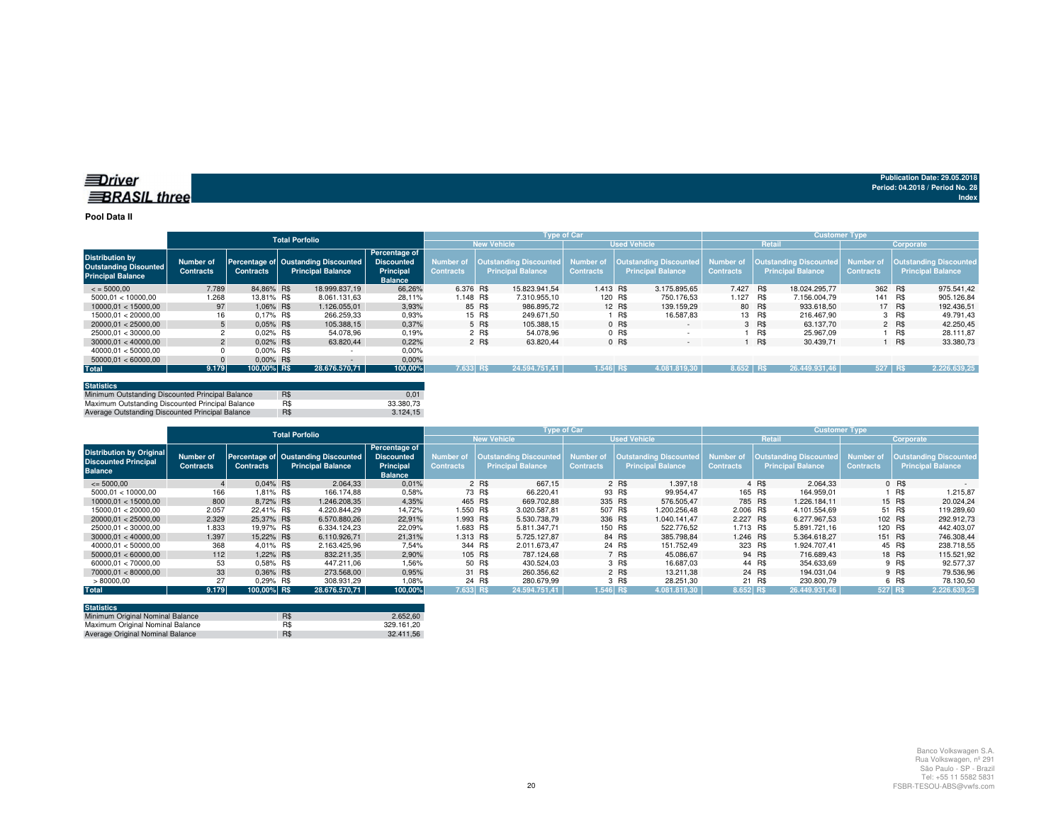Driver BRASIL three

Publication Date: 29.05.2018
Period: 04.2018 / Period No. 28
Index

**Pool Data II**

| Distribution by Outstanding Discounted Principal Balance | Total Porfolio | | | | Type of Car | | | | Customer Type | | | |
|---|---|---|---|---|---|---|---|---|---|---|---|---|
| | | | | | New Vehicle | | Used Vehicle | | Retail | | Corporate | |
| | Number of Contracts | Percentage of Contracts | Oustanding Discounted Principal Balance | Percentage of Discounted Principal Balance | Number of Contracts | Outstanding Discounted Principal Balance | Number of Contracts | Outstanding Discounted Principal Balance | Number of Contracts | Outstanding Discounted Principal Balance | Number of Contracts | Outstanding Discounted Principal Balance |
| < = 5000,00 | 7.789 | 84,86% | R$ 18.999.837,19 | 66,26% | 6.376 | R$ 15.823.941,54 | 1.413 | R$ 3.175.895,65 | 7.427 | R$ 18.024.295,77 | 362 | R$ 975.541,42 |
| 5000,01 < 10000,00 | 1.268 | 13,81% | R$ 8.061.131,63 | 28,11% | 1.148 | R$ 7.310.955,10 | 120 | R$ 750.176,53 | 1.127 | R$ 7.156.004,79 | 141 | R$ 905.126,84 |
| 10000,01 < 15000,00 | 97 | 1,06% | R$ 1.126.055,01 | 3,93% | 85 | R$ 986.895,72 | 12 | R$ 139.159,29 | 80 | R$ 933.618,50 | 17 | R$ 192.436,51 |
| 15000,01 < 20000,00 | 16 | 0,17% | R$ 266.259,33 | 0,93% | 15 | R$ 249.671,50 | 1 | R$ 16.587,83 | 13 | R$ 216.467,90 | 3 | R$ 49.791,43 |
| 20000,01 < 25000,00 | 5 | 0,05% | R$ 105.388,15 | 0,37% | 5 | R$ 105.388,15 | 0 | R$ - | 3 | R$ 63.137,70 | 2 | R$ 42.250,45 |
| 25000,01 < 30000,00 | 2 | 0,02% | R$ 54.078,96 | 0,19% | 2 | R$ 54.078,96 | 0 | R$ - | 1 | R$ 25.967,09 | 1 | R$ 28.111,87 |
| 30000,01 < 40000,00 | 2 | 0,02% | R$ 63.820,44 | 0,22% | 2 | R$ 63.820,44 | 0 | R$ - | 1 | R$ 30.439,71 | 1 | R$ 33.380,73 |
| 40000,01 < 50000,00 | 0 | 0,00% | R$ - | 0,00% | | | | | | | | |
| 50000,01 < 60000,00 | 0 | 0,00% | R$ - | 0,00% | | | | | | | | |
| **Total** | **9.179** | **100,00%** | **R$ 28.676.570,71** | **100,00%** | **7.633** | **R$ 24.594.751,41** | **1.546** | **R$ 4.081.819,30** | **8.652** | **R$ 26.449.931,46** | **527** | **R$ 2.226.639,25** |

| Statistics | | |
|---|---|---|
| Minimum Outstanding Discounted Principal Balance | R$ | 0,01 |
| Maximum Outstanding Discounted Principal Balance | R$ | 33.380,73 |
| Average Outstanding Discounted Principal Balance | R$ | 3.124,15 |

| Distribution by Original Discounted Principal Balance | Total Porfolio | | | | Type of Car | | | | Customer Type | | | |
|---|---|---|---|---|---|---|---|---|---|---|---|---|
| | | | | | New Vehicle | | Used Vehicle | | Retail | | Corporate | |
| | Number of Contracts | Percentage of Contracts | Oustanding Discounted Principal Balance | Percentage of Discounted Principal Balance | Number of Contracts | Outstanding Discounted Principal Balance | Number of Contracts | Outstanding Discounted Principal Balance | Number of Contracts | Outstanding Discounted Principal Balance | Number of Contracts | Outstanding Discounted Principal Balance |
| <= 5000,00 | 4 | 0,04% | R$ 2.064,33 | 0,01% | 2 | R$ 667,15 | 2 | R$ 1.397,18 | 4 | R$ 2.064,33 | 0 | R$ - |
| 5000,01 < 10000,00 | 166 | 1,81% | R$ 166.174,88 | 0,58% | 73 | R$ 66.220,41 | 93 | R$ 99.954,47 | 165 | R$ 164.959,01 | 1 | R$ 1.215,87 |
| 10000,01 < 15000,00 | 800 | 8,72% | R$ 1.246.208,35 | 4,35% | 465 | R$ 669.702,88 | 335 | R$ 576.505,47 | 785 | R$ 1.226.184,11 | 15 | R$ 20.024,24 |
| 15000,01 < 20000,00 | 2.057 | 22,41% | R$ 4.220.844,29 | 14,72% | 1.550 | R$ 3.020.587,81 | 507 | R$ 1.200.256,48 | 2.006 | R$ 4.101.554,69 | 51 | R$ 119.289,60 |
| 20000,01 < 25000,00 | 2.329 | 25,37% | R$ 6.570.880,26 | 22,91% | 1.993 | R$ 5.530.738,79 | 336 | R$ 1.040.141,47 | 2.227 | R$ 6.277.967,53 | 102 | R$ 292.912,73 |
| 25000,01 < 30000,00 | 1.833 | 19,97% | R$ 6.334.124,23 | 22,09% | 1.683 | R$ 5.811.347,71 | 150 | R$ 522.776,52 | 1.713 | R$ 5.891.721,16 | 120 | R$ 442.403,07 |
| 30000,01 < 40000,00 | 1.397 | 15,22% | R$ 6.110.926,71 | 21,31% | 1.313 | R$ 5.725.127,87 | 84 | R$ 385.798,84 | 1.246 | R$ 5.364.618,27 | 151 | R$ 746.308,44 |
| 40000,01 < 50000,00 | 368 | 4,01% | R$ 2.163.425,96 | 7,54% | 344 | R$ 2.011.673,47 | 24 | R$ 151.752,49 | 323 | R$ 1.924.707,41 | 45 | R$ 238.718,55 |
| 50000,01 < 60000,00 | 112 | 1,22% | R$ 832.211,35 | 2,90% | 105 | R$ 787.124,68 | 7 | R$ 45.086,67 | 94 | R$ 716.689,43 | 18 | R$ 115.521,92 |
| 60000,01 < 70000,00 | 53 | 0,58% | R$ 447.211,06 | 1,56% | 50 | R$ 430.524,03 | 3 | R$ 16.687,03 | 44 | R$ 354.633,69 | 9 | R$ 92.577,37 |
| 70000,01 < 80000,00 | 33 | 0,36% | R$ 273.568,00 | 0,95% | 31 | R$ 260.356,62 | 2 | R$ 13.211,38 | 24 | R$ 194.031,04 | 9 | R$ 79.536,96 |
| > 80000,00 | 27 | 0,29% | R$ 308.931,29 | 1,08% | 24 | R$ 280.679,99 | 3 | R$ 28.251,30 | 21 | R$ 230.800,79 | 6 | R$ 78.130,50 |
| **Total** | **9.179** | **100,00%** | **R$ 28.676.570,71** | **100,00%** | **7.633** | **R$ 24.594.751,41** | **1.546** | **R$ 4.081.819,30** | **8.652** | **R$ 26.449.931,46** | **527** | **R$ 2.226.639,25** |

| Statistics | | |
|---|---|---|
| Minimum Original Nominal Balance | R$ | 2.652,60 |
| Maximum Original Nominal Balance | R$ | 329.161,20 |
| Average Original Nominal Balance | R$ | 32.411,56 |

Banco Volkswagen S.A.
Rua Volkswagen, nº 291
São Paulo - SP - Brazil
Tel: +55 11 5582 5831
FSBR-TESOU-ABS@vwfs.com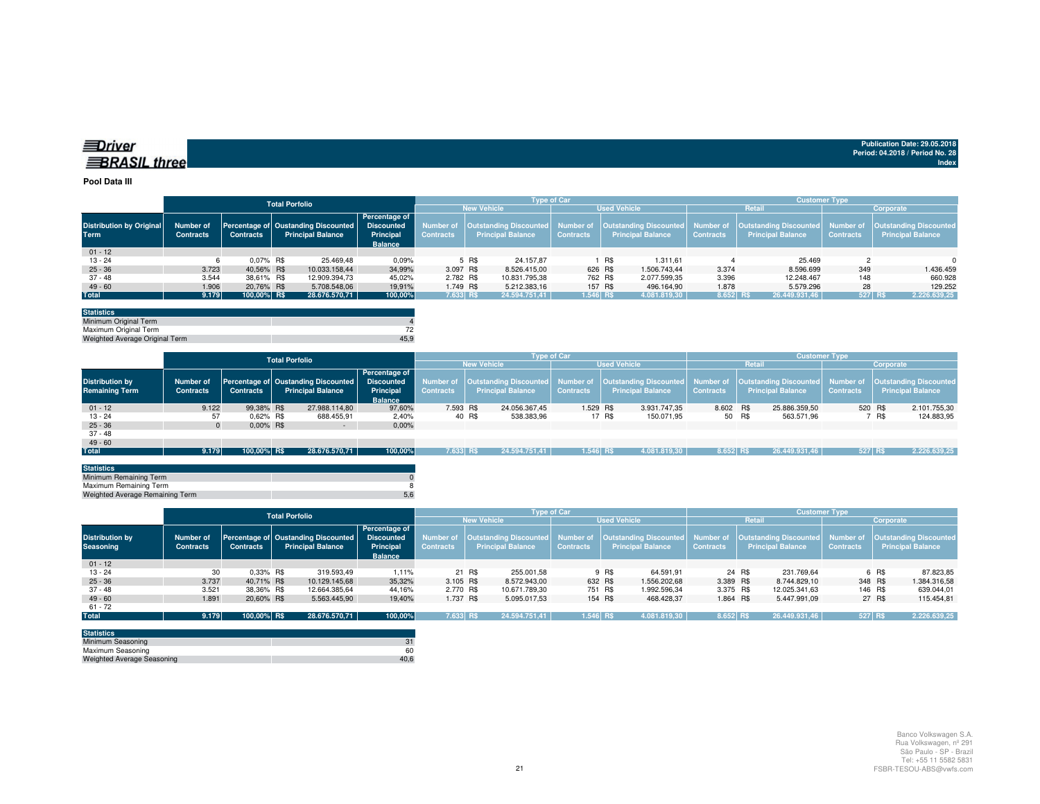**Driver BRASIL three**

Publication Date: 29.05.2018
Period: 04.2018 / Period No. 28
Index

## Pool Data III

| Distribution by Original Term | Total Porfolio | | | | Type of Car | | | | Customer Type | | | |
|---|---|---|---|---|---|---|---|---|---|---|---|---|
| | | | | | New Vehicle | | Used Vehicle | | Retail | | Corporate | |
| | Number of Contracts | Percentage of Contracts | Oustanding Discounted Principal Balance | Percentage of Discounted Principal Balance | Number of Contracts | Outstanding Discounted Principal Balance | Number of Contracts | Outstanding Discounted Principal Balance | Number of Contracts | Outstanding Discounted Principal Balance | Number of Contracts | Outstanding Discounted Principal Balance |
| 01 - 12 | | | | | | | | | | | | |
| 13 - 24 | 6 | 0,07% | R$ 25.469,48 | 0,09% | 5 | R$ 24.157,87 | 1 | R$ 1.311,61 | 4 | 25.469 | 2 | 0 |
| 25 - 36 | 3.723 | 40,56% | R$ 10.033.158,44 | 34,99% | 3.097 | R$ 8.526.415,00 | 626 | R$ 1.506.743,44 | 3.374 | 8.596.699 | 349 | 1.436.459 |
| 37 - 48 | 3.544 | 38,61% | R$ 12.909.394,73 | 45,02% | 2.782 | R$ 10.831.795,38 | 762 | R$ 2.077.599,35 | 3.396 | 12.248.467 | 148 | 660.928 |
| 49 - 60 | 1.906 | 20,76% | R$ 5.708.548,06 | 19,91% | 1.749 | R$ 5.212.383,16 | 157 | R$ 496.164,90 | 1.878 | 5.579.296 | 28 | 129.252 |
| **Total** | **9.179** | **100,00%** | **R$ 28.676.570,71** | **100,00%** | **7.633** | **R$ 24.594.751,41** | **1.546** | **R$ 4.081.819,30** | **8.652** | **R$ 26.449.931,46** | **527** | **R$ 2.226.639,25** |

| Statistics | |
|---|---|
| Minimum Original Term | 4 |
| Maximum Original Term | 72 |
| Weighted Average Original Term | 45,9 |

| Distribution by Remaining Term | Total Porfolio | | | | Type of Car | | | | Customer Type | | | |
|---|---|---|---|---|---|---|---|---|---|---|---|---|
| | | | | | New Vehicle | | Used Vehicle | | Retail | | Corporate | |
| | Number of Contracts | Percentage of Contracts | Oustanding Discounted Principal Balance | Percentage of Discounted Principal Balance | Number of Contracts | Outstanding Discounted Principal Balance | Number of Contracts | Outstanding Discounted Principal Balance | Number of Contracts | Outstanding Discounted Principal Balance | Number of Contracts | Outstanding Discounted Principal Balance |
| 01 - 12 | 9.122 | 99,38% | R$ 27.988.114,80 | 97,60% | 7.593 | R$ 24.056.367,45 | 1.529 | R$ 3.931.747,35 | 8.602 | R$ 25.886.359,50 | 520 | R$ 2.101.755,30 |
| 13 - 24 | 57 | 0,62% | R$ 688.455,91 | 2,40% | 40 | R$ 538.383,96 | 17 | R$ 150.071,95 | 50 | R$ 563.571,96 | 7 | R$ 124.883,95 |
| 25 - 36 | 0 | 0,00% | R$ - | 0,00% | | | | | | | | |
| 37 - 48 | | | | | | | | | | | | |
| 49 - 60 | | | | | | | | | | | | |
| **Total** | **9.179** | **100,00%** | **R$ 28.676.570,71** | **100,00%** | **7.633** | **R$ 24.594.751,41** | **1.546** | **R$ 4.081.819,30** | **8.652** | **R$ 26.449.931,46** | **527** | **R$ 2.226.639,25** |

| Statistics | |
|---|---|
| Minimum Remaining Term | 0 |
| Maximum Remaining Term | 8 |
| Weighted Average Remaining Term | 5,6 |

| Distribution by Seasoning | Total Porfolio | | | | Type of Car | | | | Customer Type | | | |
|---|---|---|---|---|---|---|---|---|---|---|---|---|
| | | | | | New Vehicle | | Used Vehicle | | Retail | | Corporate | |
| | Number of Contracts | Percentage of Contracts | Oustanding Discounted Principal Balance | Percentage of Discounted Principal Balance | Number of Contracts | Outstanding Discounted Principal Balance | Number of Contracts | Outstanding Discounted Principal Balance | Number of Contracts | Outstanding Discounted Principal Balance | Number of Contracts | Outstanding Discounted Principal Balance |
| 01 - 12 | | | | | | | | | | | | |
| 13 - 24 | 30 | 0,33% | R$ 319.593,49 | 1,11% | 21 | R$ 255.001,58 | 9 | R$ 64.591,91 | 24 | R$ 231.769,64 | 6 | R$ 87.823,85 |
| 25 - 36 | 3.737 | 40,71% | R$ 10.129.145,68 | 35,32% | 3.105 | R$ 8.572.943,00 | 632 | R$ 1.556.202,68 | 3.389 | R$ 8.744.829,10 | 348 | R$ 1.384.316,58 |
| 37 - 48 | 3.521 | 38,36% | R$ 12.664.385,64 | 44,16% | 2.770 | R$ 10.671.789,30 | 751 | R$ 1.992.596,34 | 3.375 | R$ 12.025.341,63 | 146 | R$ 639.044,01 |
| 49 - 60 | 1.891 | 20,60% | R$ 5.563.445,90 | 19,40% | 1.737 | R$ 5.095.017,53 | 154 | R$ 468.428,37 | 1.864 | R$ 5.447.991,09 | 27 | R$ 115.454,81 |
| 61 - 72 | | | | | | | | | | | | |
| **Total** | **9.179** | **100,00%** | **R$ 28.676.570,71** | **100,00%** | **7.633** | **R$ 24.594.751,41** | **1.546** | **R$ 4.081.819,30** | **8.652** | **R$ 26.449.931,46** | **527** | **R$ 2.226.639,25** |

| Statistics | |
|---|---|
| Minimum Seasoning | 31 |
| Maximum Seasoning | 60 |
| Weighted Average Seasoning | 40,6 |

Banco Volkswagen S.A.
Rua Volkswagen, nº 291
São Paulo - SP - Brazil
Tel: +55 11 5582 5831
FSBR-TESOU-ABS@vwfs.com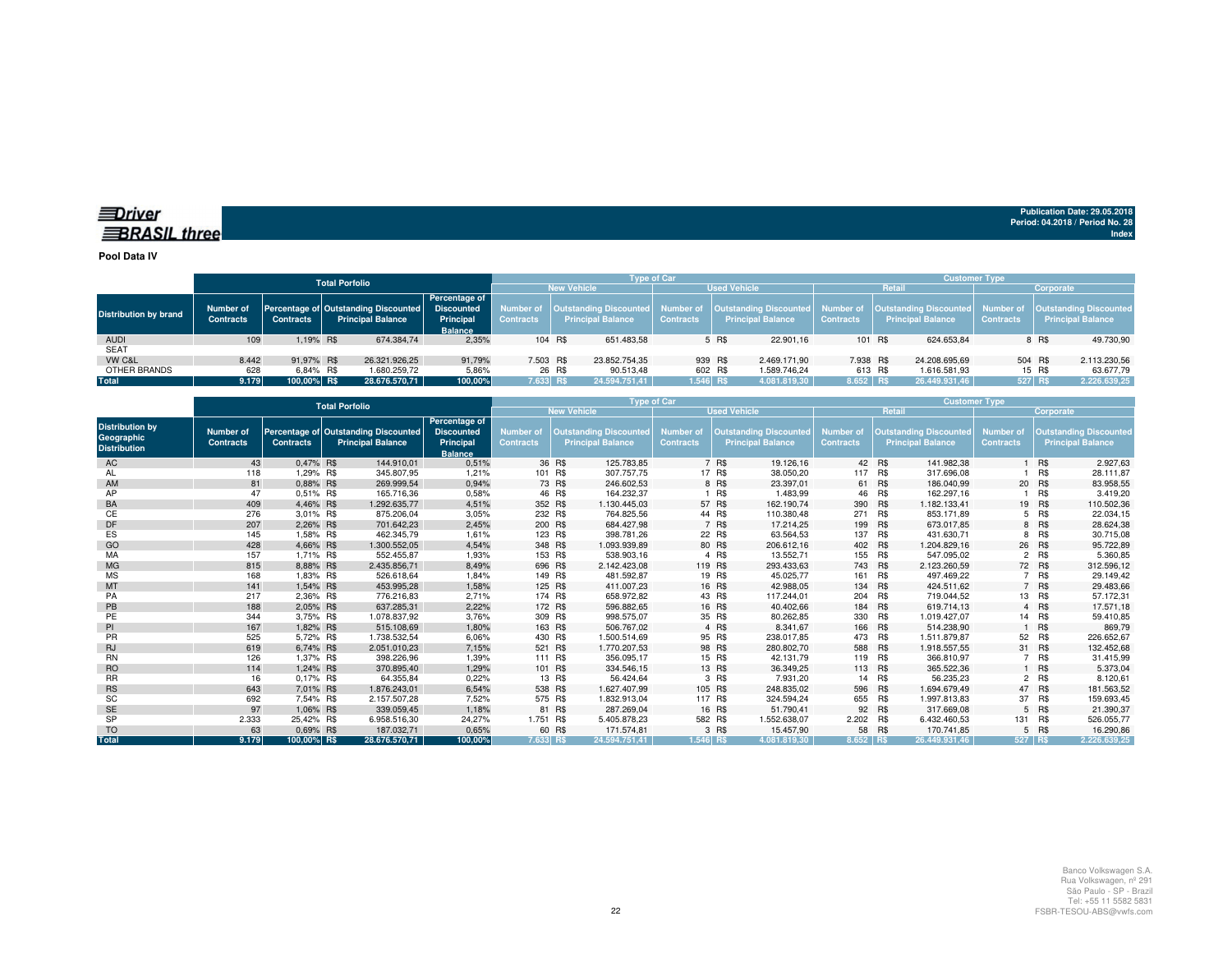**Driver BRASIL three**

Publication Date: 29.05.2018
Period: 04.2018 / Period No. 28
Index

**Pool Data IV**

| Distribution by brand | Total Porfolio | | | | Type of Car | | | | Customer Type | | | |
|---|---|---|---|---|---|---|---|---|---|---|---|---|
| | | | | | New Vehicle | | Used Vehicle | | Retail | | Corporate | |
| | Number of Contracts | Percentage of Contracts | Outstanding Discounted Principal Balance | Percentage of Discounted Principal Balance | Number of Contracts | Outstanding Discounted Principal Balance | Number of Contracts | Outstanding Discounted Principal Balance | Number of Contracts | Outstanding Discounted Principal Balance | Number of Contracts | Outstanding Discounted Principal Balance |
| AUDI | 109 | 1,19% | R$ 674.384,74 | 2,35% | 104 | R$ 651.483,58 | 5 | R$ 22.901,16 | 101 | R$ 624.653,84 | 8 | R$ 49.730,90 |
| SEAT | | | | | | | | | | | | |
| VW C&L | 8.442 | 91,97% | R$ 26.321.926,25 | 91,79% | 7.503 | R$ 23.852.754,35 | 939 | R$ 2.469.171,90 | 7.938 | R$ 24.208.695,69 | 504 | R$ 2.113.230,56 |
| OTHER BRANDS | 628 | 6,84% | R$ 1.680.259,72 | 5,86% | 26 | R$ 90.513,48 | 602 | R$ 1.589.746,24 | 613 | R$ 1.616.581,93 | 15 | R$ 63.677,79 |
| **Total** | **9.179** | **100,00%** | **R$ 28.676.570,71** | **100,00%** | **7.633** | **R$ 24.594.751,41** | **1.546** | **R$ 4.081.819,30** | **8.652** | **R$ 26.449.931,46** | **527** | **R$ 2.226.639,25** |

| Distribution by Geographic Distribution | Total Porfolio | | | | Type of Car | | | | Customer Type | | | |
|---|---|---|---|---|---|---|---|---|---|---|---|---|
| | | | | | New Vehicle | | Used Vehicle | | Retail | | Corporate | |
| | Number of Contracts | Percentage of Contracts | Outstanding Discounted Principal Balance | Percentage of Discounted Principal Balance | Number of Contracts | Outstanding Discounted Principal Balance | Number of Contracts | Outstanding Discounted Principal Balance | Number of Contracts | Outstanding Discounted Principal Balance | Number of Contracts | Outstanding Discounted Principal Balance |
| AC | 43 | 0,47% | R$ 144.910,01 | 0,51% | 36 | R$ 125.783,85 | 7 | R$ 19.126,16 | 42 | R$ 141.982,38 | 1 | R$ 2.927,63 |
| AL | 118 | 1,29% | R$ 345.807,95 | 1,21% | 101 | R$ 307.757,75 | 17 | R$ 38.050,20 | 117 | R$ 317.696,08 | 1 | R$ 28.111,87 |
| AM | 81 | 0,88% | R$ 269.999,54 | 0,94% | 73 | R$ 246.602,53 | 8 | R$ 23.397,01 | 61 | R$ 186.040,99 | 20 | R$ 83.958,55 |
| AP | 47 | 0,51% | R$ 165.716,36 | 0,58% | 46 | R$ 164.232,37 | 1 | R$ 1.483,99 | 46 | R$ 162.297,16 | 1 | R$ 3.419,20 |
| BA | 409 | 4,46% | R$ 1.292.635,77 | 4,51% | 352 | R$ 1.130.445,03 | 57 | R$ 162.190,74 | 390 | R$ 1.182.133,41 | 19 | R$ 110.502,36 |
| CE | 276 | 3,01% | R$ 875.206,04 | 3,05% | 232 | R$ 764.825,56 | 44 | R$ 110.380,48 | 271 | R$ 853.171,89 | 5 | R$ 22.034,15 |
| DF | 207 | 2,26% | R$ 701.642,23 | 2,45% | 200 | R$ 684.427,98 | 7 | R$ 17.214,25 | 199 | R$ 673.017,85 | 8 | R$ 28.624,38 |
| ES | 145 | 1,58% | R$ 462.345,79 | 1,61% | 123 | R$ 398.781,26 | 22 | R$ 63.564,53 | 137 | R$ 431.630,71 | 8 | R$ 30.715,08 |
| GO | 428 | 4,66% | R$ 1.300.552,05 | 4,54% | 348 | R$ 1.093.939,89 | 80 | R$ 206.612,16 | 402 | R$ 1.204.829,16 | 26 | R$ 95.722,89 |
| MA | 157 | 1,71% | R$ 552.455,87 | 1,93% | 153 | R$ 538.903,16 | 4 | R$ 13.552,71 | 155 | R$ 547.095,02 | 2 | R$ 5.360,85 |
| MG | 815 | 8,88% | R$ 2.435.856,71 | 8,49% | 696 | R$ 2.142.423,08 | 119 | R$ 293.433,63 | 743 | R$ 2.123.260,59 | 72 | R$ 312.596,12 |
| MS | 168 | 1,83% | R$ 526.618,64 | 1,84% | 149 | R$ 481.592,87 | 19 | R$ 45.025,77 | 161 | R$ 497.469,22 | 7 | R$ 29.149,42 |
| MT | 141 | 1,54% | R$ 453.995,28 | 1,58% | 125 | R$ 411.007,23 | 16 | R$ 42.988,05 | 134 | R$ 424.511,62 | 7 | R$ 29.483,66 |
| PA | 217 | 2,36% | R$ 776.216,83 | 2,71% | 174 | R$ 658.972,82 | 43 | R$ 117.244,01 | 204 | R$ 719.044,52 | 13 | R$ 57.172,31 |
| PB | 188 | 2,05% | R$ 637.285,31 | 2,22% | 172 | R$ 596.882,65 | 16 | R$ 40.402,66 | 184 | R$ 619.714,13 | 4 | R$ 17.571,18 |
| PE | 344 | 3,75% | R$ 1.078.837,92 | 3,76% | 309 | R$ 998.575,07 | 35 | R$ 80.262,85 | 330 | R$ 1.019.427,07 | 14 | R$ 59.410,85 |
| PI | 167 | 1,82% | R$ 515.108,69 | 1,80% | 163 | R$ 506.767,02 | 4 | R$ 8.341,67 | 166 | R$ 514.238,90 | 1 | R$ 869,79 |
| PR | 525 | 5,72% | R$ 1.738.532,54 | 6,06% | 430 | R$ 1.500.514,69 | 95 | R$ 238.017,85 | 473 | R$ 1.511.879,87 | 52 | R$ 226.652,67 |
| RJ | 619 | 6,74% | R$ 2.051.010,23 | 7,15% | 521 | R$ 1.770.207,53 | 98 | R$ 280.802,70 | 588 | R$ 1.918.557,55 | 31 | R$ 132.452,68 |
| RN | 126 | 1,37% | R$ 398.226,96 | 1,39% | 111 | R$ 356.095,17 | 15 | R$ 42.131,79 | 119 | R$ 366.810,97 | 7 | R$ 31.415,99 |
| RO | 114 | 1,24% | R$ 370.895,40 | 1,29% | 101 | R$ 334.546,15 | 13 | R$ 36.349,25 | 113 | R$ 365.522,36 | 1 | R$ 5.373,04 |
| RR | 16 | 0,17% | R$ 64.355,84 | 0,22% | 13 | R$ 56.424,64 | 3 | R$ 7.931,20 | 14 | R$ 56.235,23 | 2 | R$ 8.120,61 |
| RS | 643 | 7,01% | R$ 1.876.243,01 | 6,54% | 538 | R$ 1.627.407,99 | 105 | R$ 248.835,02 | 596 | R$ 1.694.679,49 | 47 | R$ 181.563,52 |
| SC | 692 | 7,54% | R$ 2.157.507,28 | 7,52% | 575 | R$ 1.832.913,04 | 117 | R$ 324.594,24 | 655 | R$ 1.997.813,83 | 37 | R$ 159.693,45 |
| SE | 97 | 1,06% | R$ 339.059,45 | 1,18% | 81 | R$ 287.269,04 | 16 | R$ 51.790,41 | 92 | R$ 317.669,08 | 5 | R$ 21.390,37 |
| SP | 2.333 | 25,42% | R$ 6.958.516,30 | 24,27% | 1.751 | R$ 5.405.878,23 | 582 | R$ 1.552.638,07 | 2.202 | R$ 6.432.460,53 | 131 | R$ 526.055,77 |
| TO | 63 | 0,69% | R$ 187.032,71 | 0,65% | 60 | R$ 171.574,81 | 3 | R$ 15.457,90 | 58 | R$ 170.741,85 | 5 | R$ 16.290,86 |
| **Total** | **9.179** | **100,00%** | **R$ 28.676.570,71** | **100,00%** | **7.633** | **R$ 24.594.751,41** | **1.546** | **R$ 4.081.819,30** | **8.652** | **R$ 26.449.931,46** | **527** | **R$ 2.226.639,25** |

Banco Volkswagen S.A.
Rua Volkswagen, nº 291
São Paulo - SP - Brazil
Tel: +55 11 5582 5831
FSBR-TESOU-ABS@vwfs.com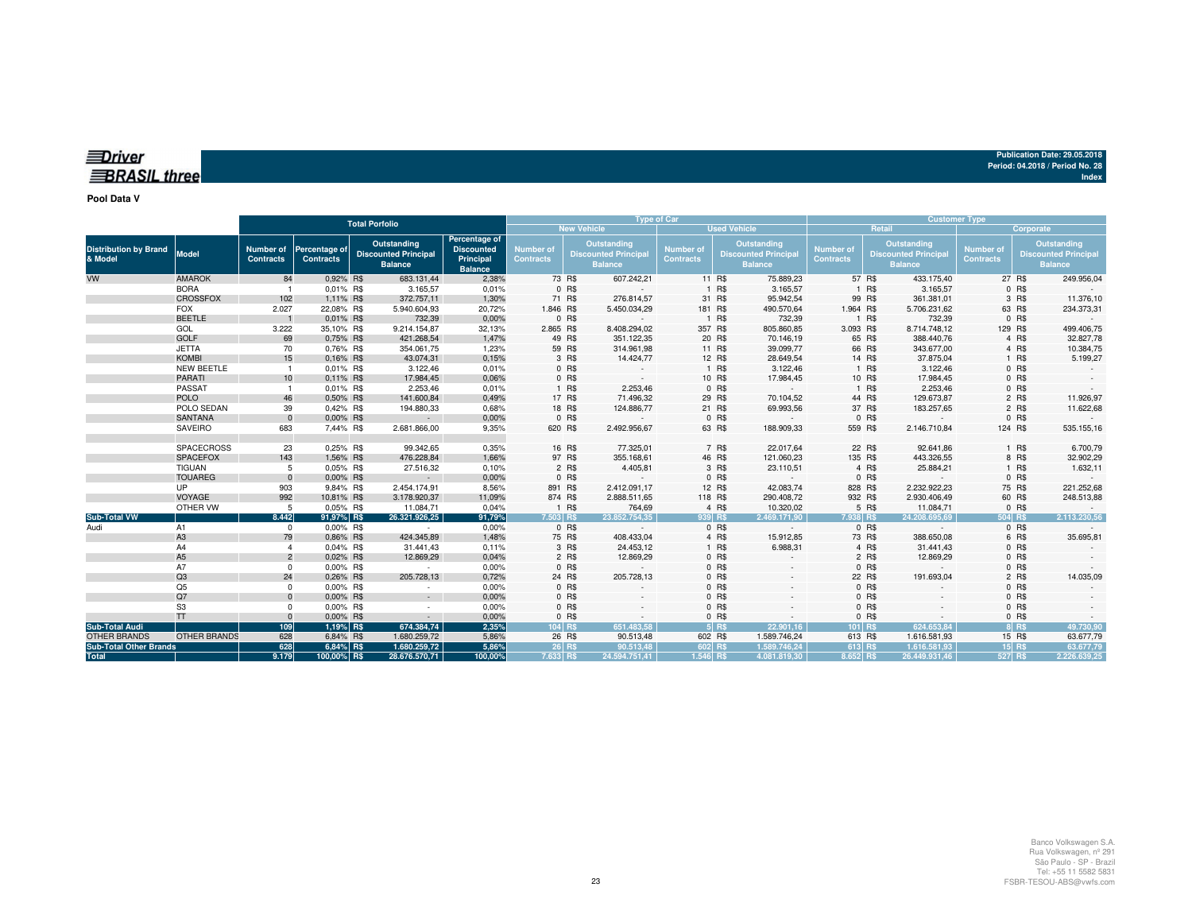**Driver BRASIL three**

Publication Date: 29.05.2018
Period: 04.2018 / Period No. 28
Index

**Pool Data V**

| Distribution by Brand & Model | Model | Total Porfolio | | | | Type of Car | | | | Customer Type | | | |
|---|---|---|---|---|---|---|---|---|---|---|---|---|---|
| | | | | | | New Vehicle | | Used Vehicle | | Retail | | Corporate | |
| | | Number of Contracts | Percentage of Contracts | Outstanding Discounted Principal Balance | Percentage of Discounted Principal Balance | Number of Contracts | Outstanding Discounted Principal Balance | Number of Contracts | Outstanding Discounted Principal Balance | Number of Contracts | Outstanding Discounted Principal Balance | Number of Contracts | Outstanding Discounted Principal Balance |
| VW | AMAROK | 84 | 0,92% | R$ 683.131,44 | 2,38% | 73 | R$ 607.242,21 | 11 | R$ 75.889,23 | 57 | R$ 433.175,40 | 27 | R$ 249.956,04 |
| | BORA | 1 | 0,01% | R$ 3.165,57 | 0,01% | 0 | R$ - | 1 | R$ 3.165,57 | 1 | R$ 3.165,57 | 0 | R$ - |
| | CROSSFOX | 102 | 1,11% | R$ 372.757,11 | 1,30% | 71 | R$ 276.814,57 | 31 | R$ 95.942,54 | 99 | R$ 361.381,01 | 3 | R$ 11.376,10 |
| | FOX | 2.027 | 22,08% | R$ 5.940.604,93 | 20,72% | 1.846 | R$ 5.450.034,29 | 181 | R$ 490.570,64 | 1.964 | R$ 5.706.231,62 | 63 | R$ 234.373,31 |
| | BEETLE | 1 | 0,01% | R$ 732,39 | 0,00% | 0 | R$ - | 1 | R$ 732,39 | 1 | R$ 732,39 | 0 | R$ - |
| | GOL | 3.222 | 35,10% | R$ 9.214.154,87 | 32,13% | 2.865 | R$ 8.408.294,02 | 357 | R$ 805.860,85 | 3.093 | R$ 8.714.748,12 | 129 | R$ 499.406,75 |
| | GOLF | 69 | 0,75% | R$ 421.268,54 | 1,47% | 49 | R$ 351.122,35 | 20 | R$ 70.146,19 | 65 | R$ 388.440,76 | 4 | R$ 32.827,78 |
| | JETTA | 70 | 0,76% | R$ 354.061,75 | 1,23% | 59 | R$ 314.961,98 | 11 | R$ 39.099,77 | 66 | R$ 343.677,00 | 4 | R$ 10.384,75 |
| | KOMBI | 15 | 0,16% | R$ 43.074,31 | 0,15% | 3 | R$ 14.424,77 | 12 | R$ 28.649,54 | 14 | R$ 37.875,04 | 1 | R$ 5.199,27 |
| | NEW BEETLE | 1 | 0,01% | R$ 3.122,46 | 0,01% | 0 | R$ - | 1 | R$ 3.122,46 | 1 | R$ 3.122,46 | 0 | R$ - |
| | PARATI | 10 | 0,11% | R$ 17.984,45 | 0,06% | 0 | R$ - | 10 | R$ 17.984,45 | 10 | R$ 17.984,45 | 0 | R$ - |
| | PASSAT | 1 | 0,01% | R$ 2.253,46 | 0,01% | 1 | R$ 2.253,46 | 0 | R$ - | 1 | R$ 2.253,46 | 0 | R$ - |
| | POLO | 46 | 0,50% | R$ 141.600,84 | 0,49% | 17 | R$ 71.496,32 | 29 | R$ 70.104,52 | 44 | R$ 129.673,87 | 2 | R$ 11.926,97 |
| | POLO SEDAN | 39 | 0,42% | R$ 194.880,33 | 0,68% | 18 | R$ 124.886,77 | 21 | R$ 69.993,56 | 37 | R$ 183.257,65 | 2 | R$ 11.622,68 |
| | SANTANA | 0 | 0,00% | R$ - | 0,00% | 0 | R$ - | 0 | R$ - | 0 | R$ - | 0 | R$ - |
| | SAVEIRO | 683 | 7,44% | R$ 2.681.866,00 | 9,35% | 620 | R$ 2.492.956,67 | 63 | R$ 188.909,33 | 559 | R$ 2.146.710,84 | 124 | R$ 535.155,16 |
| | SPACECROSS | 23 | 0,25% | R$ 99.342,65 | 0,35% | 16 | R$ 77.325,01 | 7 | R$ 22.017,64 | 22 | R$ 92.641,86 | 1 | R$ 6.700,79 |
| | SPACEFOX | 143 | 1,56% | R$ 476.228,84 | 1,66% | 97 | R$ 355.168,61 | 46 | R$ 121.060,23 | 135 | R$ 443.326,55 | 8 | R$ 32.902,29 |
| | TIGUAN | 5 | 0,05% | R$ 27.516,32 | 0,10% | 2 | R$ 4.405,81 | 3 | R$ 23.110,51 | 4 | R$ 25.884,21 | 1 | R$ 1.632,11 |
| | TOUAREG | 0 | 0,00% | R$ - | 0,00% | 0 | R$ - | 0 | R$ - | 0 | R$ - | 0 | R$ - |
| | UP | 903 | 9,84% | R$ 2.454.174,91 | 8,56% | 891 | R$ 2.412.091,17 | 12 | R$ 42.083,74 | 828 | R$ 2.232.922,23 | 75 | R$ 221.252,68 |
| | VOYAGE | 992 | 10,81% | R$ 3.178.920,37 | 11,09% | 874 | R$ 2.888.511,65 | 118 | R$ 290.408,72 | 932 | R$ 2.930.406,49 | 60 | R$ 248.513,88 |
| | OTHER VW | 5 | 0,05% | R$ 11.084,71 | 0,04% | 1 | R$ 764,69 | 4 | R$ 10.320,02 | 5 | R$ 11.084,71 | 0 | R$ - |
| **Sub-Total VW** | | **8.442** | **91,97%** | **R$ 26.321.926,25** | **91,79%** | **7.503** | **R$ 23.852.754,35** | **939** | **R$ 2.469.171,90** | **7.938** | **R$ 24.208.695,69** | **504** | **R$ 2.113.230,56** |
| Audi | A1 | 0 | 0,00% | R$ - | 0,00% | 0 | R$ - | 0 | R$ - | 0 | R$ - | 0 | R$ - |
| | A3 | 79 | 0,86% | R$ 424.345,89 | 1,48% | 75 | R$ 408.433,04 | 4 | R$ 15.912,85 | 73 | R$ 388.650,08 | 6 | R$ 35.695,81 |
| | A4 | 4 | 0,04% | R$ 31.441,43 | 0,11% | 3 | R$ 24.453,12 | 1 | R$ 6.988,31 | 4 | R$ 31.441,43 | 0 | R$ - |
| | A5 | 2 | 0,02% | R$ 12.869,29 | 0,04% | 2 | R$ 12.869,29 | 0 | R$ - | 2 | R$ 12.869,29 | 0 | R$ - |
| | A7 | 0 | 0,00% | R$ - | 0,00% | 0 | R$ - | 0 | R$ - | 0 | R$ - | 0 | R$ - |
| | Q3 | 24 | 0,26% | R$ 205.728,13 | 0,72% | 24 | R$ 205.728,13 | 0 | R$ - | 22 | R$ 191.693,04 | 2 | R$ 14.035,09 |
| | Q5 | 0 | 0,00% | R$ - | 0,00% | 0 | R$ - | 0 | R$ - | 0 | R$ - | 0 | R$ - |
| | Q7 | 0 | 0,00% | R$ - | 0,00% | 0 | R$ - | 0 | R$ - | 0 | R$ - | 0 | R$ - |
| | S3 | 0 | 0,00% | R$ - | 0,00% | 0 | R$ - | 0 | R$ - | 0 | R$ - | 0 | R$ - |
| | TT | 0 | 0,00% | R$ - | 0,00% | 0 | R$ - | 0 | R$ - | 0 | R$ - | 0 | R$ - |
| **Sub-Total Audi** | | **109** | **1,19%** | **R$ 674.384,74** | **2,35%** | **104** | **R$ 651.483,58** | **5** | **R$ 22.901,16** | **101** | **R$ 624.653,84** | **8** | **R$ 49.730,90** |
| OTHER BRANDS | OTHER BRANDS | 628 | 6,84% | R$ 1.680.259,72 | 5,86% | 26 | R$ 90.513,48 | 602 | R$ 1.589.746,24 | 613 | R$ 1.616.581,93 | 15 | R$ 63.677,79 |
| **Sub-Total Other Brands** | | **628** | **6,84%** | **R$ 1.680.259,72** | **5,86%** | **26** | **R$ 90.513,48** | **602** | **R$ 1.589.746,24** | **613** | **R$ 1.616.581,93** | **15** | **R$ 63.677,79** |
| **Total** | | **9.179** | **100,00%** | **R$ 28.676.570,71** | **100,00%** | **7.633** | **R$ 24.594.751,41** | **1.546** | **R$ 4.081.819,30** | **8.652** | **R$ 26.449.931,46** | **527** | **R$ 2.226.639,25** |

Banco Volkswagen S.A.
Rua Volkswagen, nº 291
São Paulo - SP - Brazil
Tel: +55 11 5582 5831
FSBR-TESOU-ABS@vwfs.com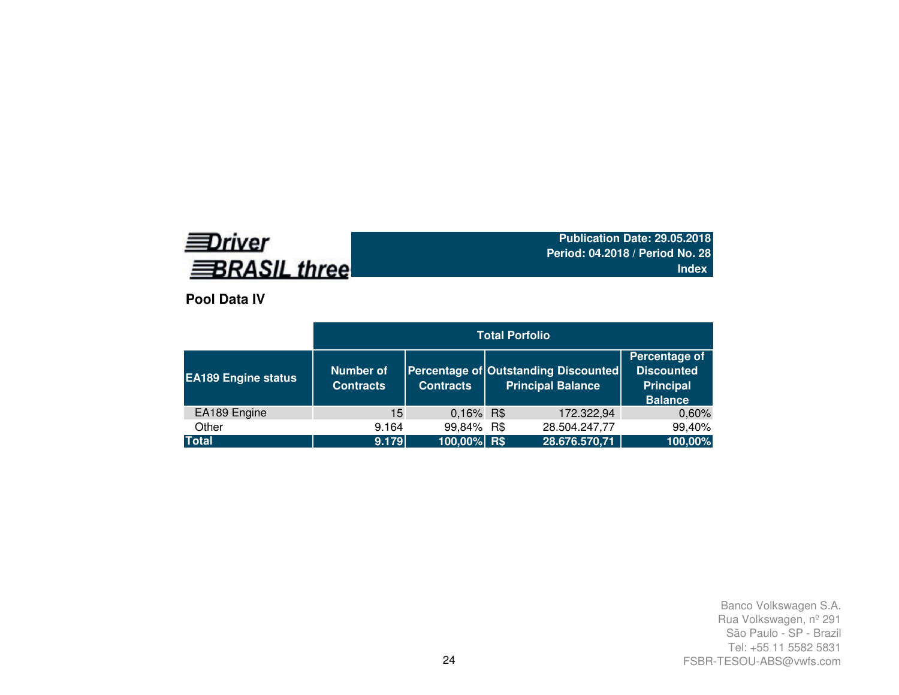**Driver BRASIL three**

**Publication Date: 29.05.2018**
**Period: 04.2018 / Period No. 28**
**Index**

## Pool Data IV

| | Total Porfolio | | | |
|---|---|---|---|---|
| **EA189 Engine status** | **Number of Contracts** | **Percentage of Contracts** | **Outstanding Discounted Principal Balance** | **Percentage of Discounted Principal Balance** |
| EA189 Engine | 15 | 0,16% | R$ 172.322,94 | 0,60% |
| Other | 9.164 | 99,84% | R$ 28.504.247,77 | 99,40% |
| **Total** | **9.179** | **100,00%** | **R$ 28.676.570,71** | **100,00%** |

Banco Volkswagen S.A.
Rua Volkswagen, nº 291
São Paulo - SP - Brazil
Tel: +55 11 5582 5831
FSBR-TESOU-ABS@vwfs.com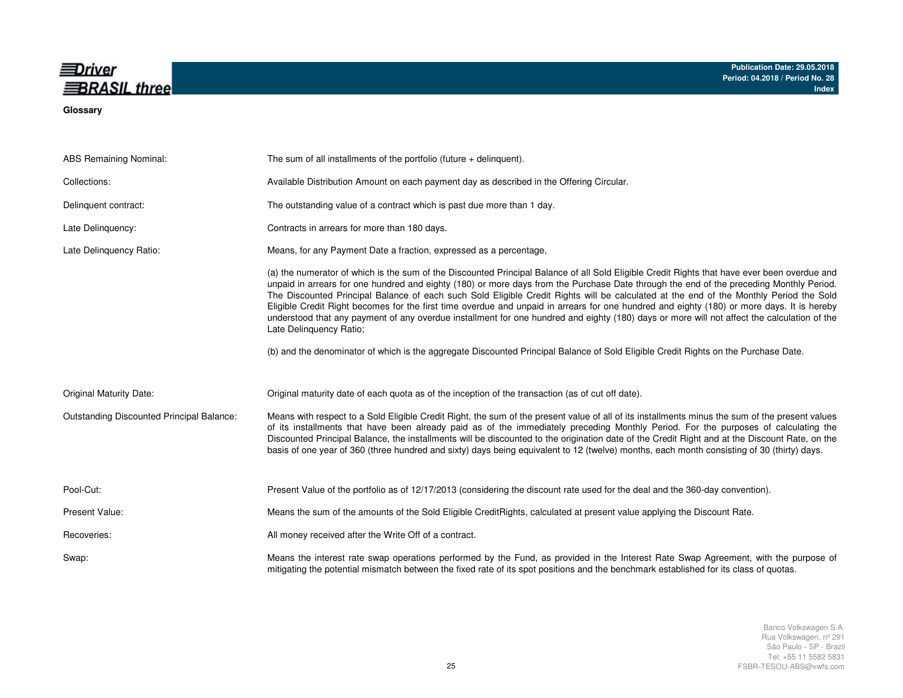## Glossary

| | |
|---|---|
| ABS Remaining Nominal: | The sum of all installments of the portfolio (future + delinquent). |
| Collections: | Available Distribution Amount on each payment day as described in the Offering Circular. |
| Delinquent contract: | The outstanding value of a contract which is past due more than 1 day. |
| Late Delinquency: | Contracts in arrears for more than 180 days. |
| Late Delinquency Ratio: | Means, for any Payment Date a fraction, expressed as a percentage,<br><br>(a) the numerator of which is the sum of the Discounted Principal Balance of all Sold Eligible Credit Rights that have ever been overdue and unpaid in arrears for one hundred and eighty (180) or more days from the Purchase Date through the end of the preceding Monthly Period. The Discounted Principal Balance of each such Sold Eligible Credit Rights will be calculated at the end of the Monthly Period the Sold Eligible Credit Right becomes for the first time overdue and unpaid in arrears for one hundred and eighty (180) or more days. It is hereby understood that any payment of any overdue installment for one hundred and eighty (180) days or more will not affect the calculation of the Late Delinquency Ratio;<br><br>(b) and the denominator of which is the aggregate Discounted Principal Balance of Sold Eligible Credit Rights on the Purchase Date. |
| Original Maturity Date: | Original maturity date of each quota as of the inception of the transaction (as of cut off date). |
| Outstanding Discounted Principal Balance: | Means with respect to a Sold Eligible Credit Right, the sum of the present value of all of its installments minus the sum of the present values of its installments that have been already paid as of the immediately preceding Monthly Period. For the purposes of calculating the Discounted Principal Balance, the installments will be discounted to the origination date of the Credit Right and at the Discount Rate, on the basis of one year of 360 (three hundred and sixty) days being equivalent to 12 (twelve) months, each month consisting of 30 (thirty) days. |
| Pool-Cut: | Present Value of the portfolio as of 12/17/2013 (considering the discount rate used for the deal and the 360-day convention). |
| Present Value: | Means the sum of the amounts of the Sold Eligible CreditRights, calculated at present value applying the Discount Rate. |
| Recoveries: | All money received after the Write Off of a contract. |
| Swap: | Means the interest rate swap operations performed by the Fund, as provided in the Interest Rate Swap Agreement, with the purpose of mitigating the potential mismatch between the fixed rate of its spot positions and the benchmark established for its class of quotas. |

Banco Volkswagen S.A.
Rua Volkswagen, nº 291
São Paulo - SP - Brazil
Tel: +55 11 5582 5831
FSBR-TESOU-ABS@vwfs.com